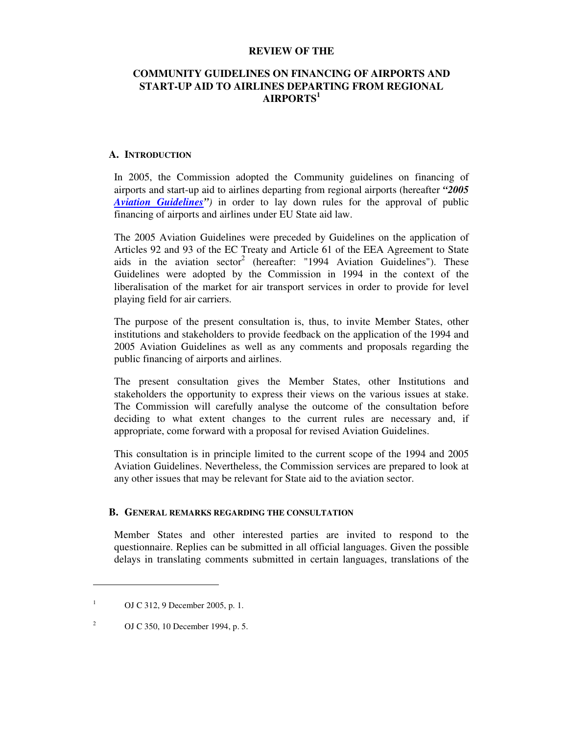# REVIEW OF THE

# COMMUNITY GUIDELINES ON FINANCING OF AIRPORTS AND START-UP AID TO AIRLINES DEPARTING FROM REGIONAL AIRPORTS[1]

## A. INTRODUCTION

In 2005, the Commission adopted the Community guidelines on financing of airports and start-up aid to airlines departing from regional airports (hereafter ***"2005 Aviation Guidelines")*** in order to lay down rules for the approval of public financing of airports and airlines under EU State aid law.

The 2005 Aviation Guidelines were preceded by Guidelines on the application of Articles 92 and 93 of the EC Treaty and Article 61 of the EEA Agreement to State aids in the aviation sector[2] (hereafter: "1994 Aviation Guidelines"). These Guidelines were adopted by the Commission in 1994 in the context of the liberalisation of the market for air transport services in order to provide for level playing field for air carriers.

The purpose of the present consultation is, thus, to invite Member States, other institutions and stakeholders to provide feedback on the application of the 1994 and 2005 Aviation Guidelines as well as any comments and proposals regarding the public financing of airports and airlines.

The present consultation gives the Member States, other Institutions and stakeholders the opportunity to express their views on the various issues at stake. The Commission will carefully analyse the outcome of the consultation before deciding to what extent changes to the current rules are necessary and, if appropriate, come forward with a proposal for revised Aviation Guidelines.

This consultation is in principle limited to the current scope of the 1994 and 2005 Aviation Guidelines. Nevertheless, the Commission services are prepared to look at any other issues that may be relevant for State aid to the aviation sector.

## B. GENERAL REMARKS REGARDING THE CONSULTATION

Member States and other interested parties are invited to respond to the questionnaire. Replies can be submitted in all official languages. Given the possible delays in translating comments submitted in certain languages, translations of the

---

[1] OJ C 312, 9 December 2005, p. 1.

[2] OJ C 350, 10 December 1994, p. 5.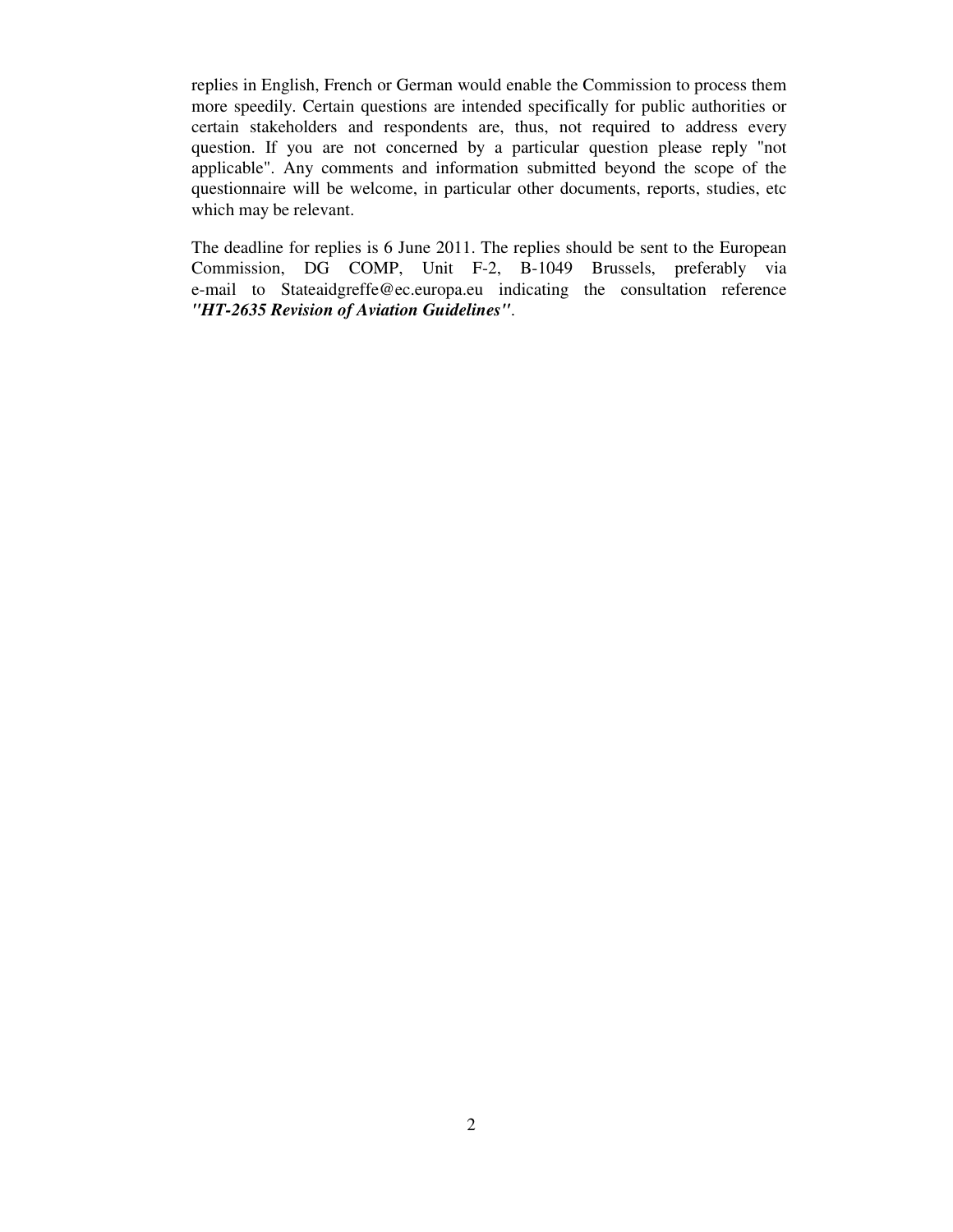replies in English, French or German would enable the Commission to process them more speedily. Certain questions are intended specifically for public authorities or certain stakeholders and respondents are, thus, not required to address every question. If you are not concerned by a particular question please reply "not applicable". Any comments and information submitted beyond the scope of the questionnaire will be welcome, in particular other documents, reports, studies, etc which may be relevant.

The deadline for replies is 6 June 2011. The replies should be sent to the European Commission, DG COMP, Unit F-2, B-1049 Brussels, preferably via e-mail to Stateaidgreffe@ec.europa.eu indicating the consultation reference ***"HT-2635 Revision of Aviation Guidelines"***.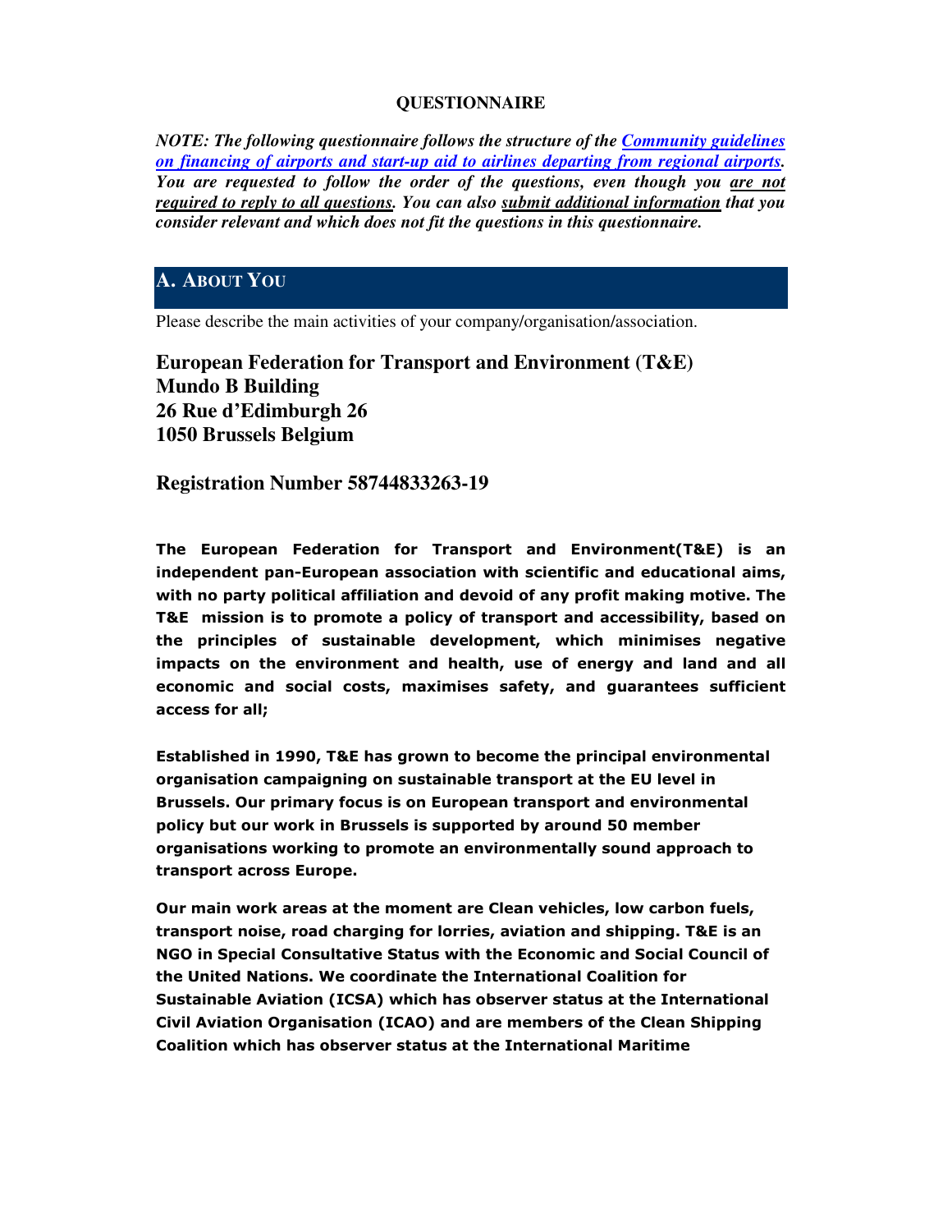**QUESTIONNAIRE**

***NOTE: The following questionnaire follows the structure of the [Community guidelines on financing of airports and start-up aid to airlines departing from regional airports](). You are requested to follow the order of the questions, even though you <u>are not required to reply to all questions</u>. You can also <u>submit additional information</u> that you consider relevant and which does not fit the questions in this questionnaire.***

## A. About You

Please describe the main activities of your company/organisation/association.

**European Federation for Transport and Environment (T&E)**
**Mundo B Building**
**26 Rue d'Edimburgh 26**
**1050 Brussels Belgium**

**Registration Number 58744833263-19**

**The European Federation for Transport and Environment(T&E) is an independent pan-European association with scientific and educational aims, with no party political affiliation and devoid of any profit making motive. The T&E mission is to promote a policy of transport and accessibility, based on the principles of sustainable development, which minimises negative impacts on the environment and health, use of energy and land and all economic and social costs, maximises safety, and guarantees sufficient access for all;**

**Established in 1990, T&E has grown to become the principal environmental organisation campaigning on sustainable transport at the EU level in Brussels. Our primary focus is on European transport and environmental policy but our work in Brussels is supported by around 50 member organisations working to promote an environmentally sound approach to transport across Europe.**

**Our main work areas at the moment are Clean vehicles, low carbon fuels, transport noise, road charging for lorries, aviation and shipping. T&E is an NGO in Special Consultative Status with the Economic and Social Council of the United Nations. We coordinate the International Coalition for Sustainable Aviation (ICSA) which has observer status at the International Civil Aviation Organisation (ICAO) and are members of the Clean Shipping Coalition which has observer status at the International Maritime**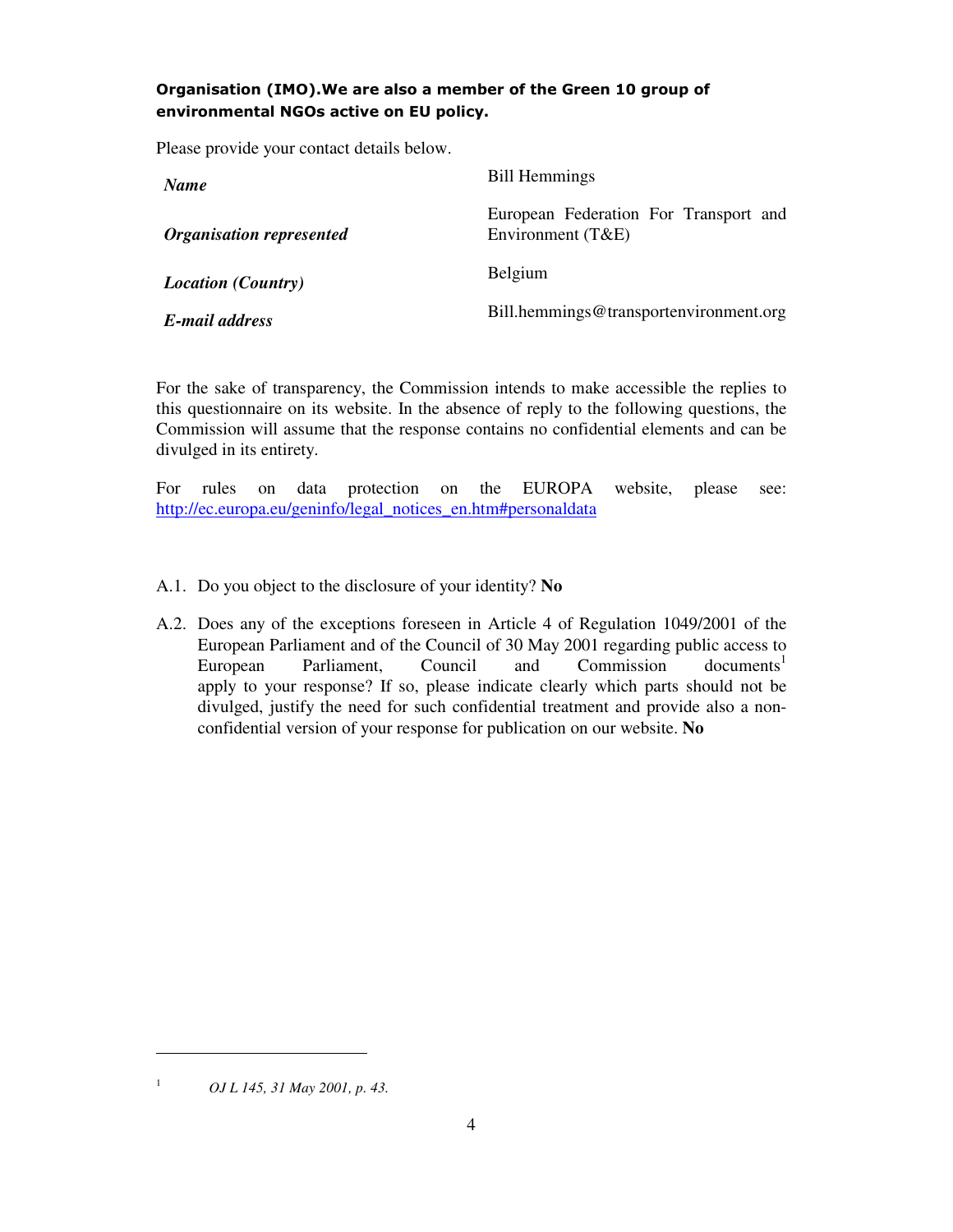**Organisation (IMO).We are also a member of the Green 10 group of environmental NGOs active on EU policy.**

Please provide your contact details below.

| | |
|---|---|
| ***Name*** | Bill Hemmings |
| ***Organisation represented*** | European Federation For Transport and Environment (T&E) |
| ***Location (Country)*** | Belgium |
| ***E-mail address*** | Bill.hemmings@transportenvironment.org |

For the sake of transparency, the Commission intends to make accessible the replies to this questionnaire on its website. In the absence of reply to the following questions, the Commission will assume that the response contains no confidential elements and can be divulged in its entirety.

For rules on data protection on the EUROPA website, please see: http://ec.europa.eu/geninfo/legal_notices_en.htm#personaldata

A.1. Do you object to the disclosure of your identity? **No**

A.2. Does any of the exceptions foreseen in Article 4 of Regulation 1049/2001 of the European Parliament and of the Council of 30 May 2001 regarding public access to European Parliament, Council and Commission documents[1] apply to your response? If so, please indicate clearly which parts should not be divulged, justify the need for such confidential treatment and provide also a non-confidential version of your response for publication on our website. **No**

---

[1] *OJ L 145, 31 May 2001, p. 43.*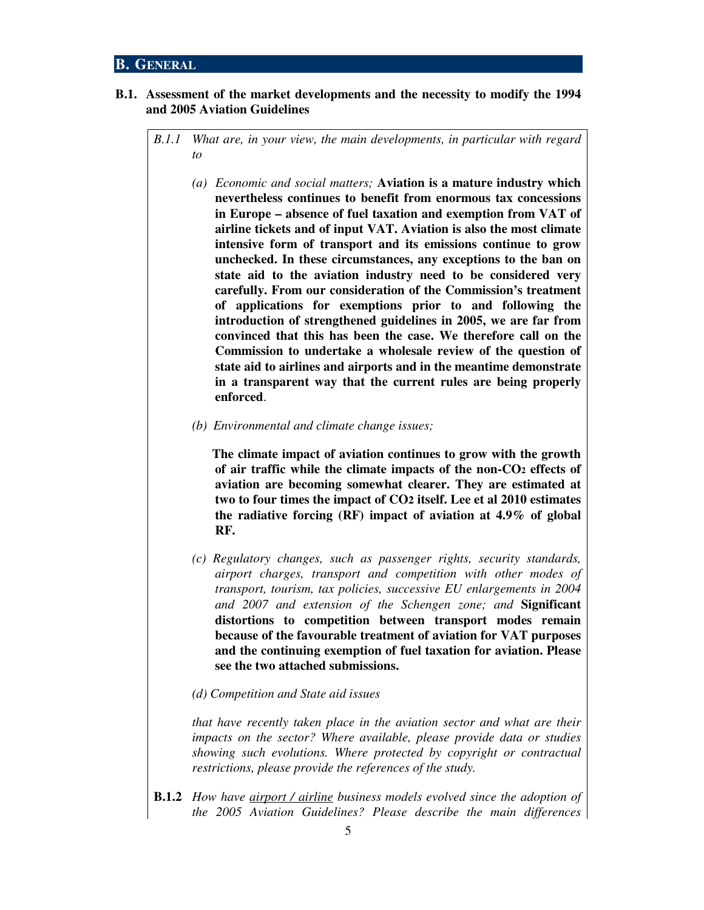## B. General

### B.1. Assessment of the market developments and the necessity to modify the 1994 and 2005 Aviation Guidelines

*B.1.1 What are, in your view, the main developments, in particular with regard to*

*(a) Economic and social matters;* **Aviation is a mature industry which nevertheless continues to benefit from enormous tax concessions in Europe – absence of fuel taxation and exemption from VAT of airline tickets and of input VAT. Aviation is also the most climate intensive form of transport and its emissions continue to grow unchecked. In these circumstances, any exceptions to the ban on state aid to the aviation industry need to be considered very carefully. From our consideration of the Commission's treatment of applications for exemptions prior to and following the introduction of strengthened guidelines in 2005, we are far from convinced that this has been the case. We therefore call on the Commission to undertake a wholesale review of the question of state aid to airlines and airports and in the meantime demonstrate in a transparent way that the current rules are being properly enforced**.

*(b) Environmental and climate change issues;*

**The climate impact of aviation continues to grow with the growth of air traffic while the climate impacts of the non-$CO_2$ effects of aviation are becoming somewhat clearer. They are estimated at two to four times the impact of $CO_2$ itself. Lee et al 2010 estimates the radiative forcing (RF) impact of aviation at 4.9% of global RF.**

*(c) Regulatory changes, such as passenger rights, security standards, airport charges, transport and competition with other modes of transport, tourism, tax policies, successive EU enlargements in 2004 and 2007 and extension of the Schengen zone; and* **Significant distortions to competition between transport modes remain because of the favourable treatment of aviation for VAT purposes and the continuing exemption of fuel taxation for aviation. Please see the two attached submissions.**

*(d) Competition and State aid issues*

*that have recently taken place in the aviation sector and what are their impacts on the sector? Where available, please provide data or studies showing such evolutions. Where protected by copyright or contractual restrictions, please provide the references of the study.*

**B.1.2** *How have* *airport / airline* *business models evolved since the adoption of the 2005 Aviation Guidelines? Please describe the main differences*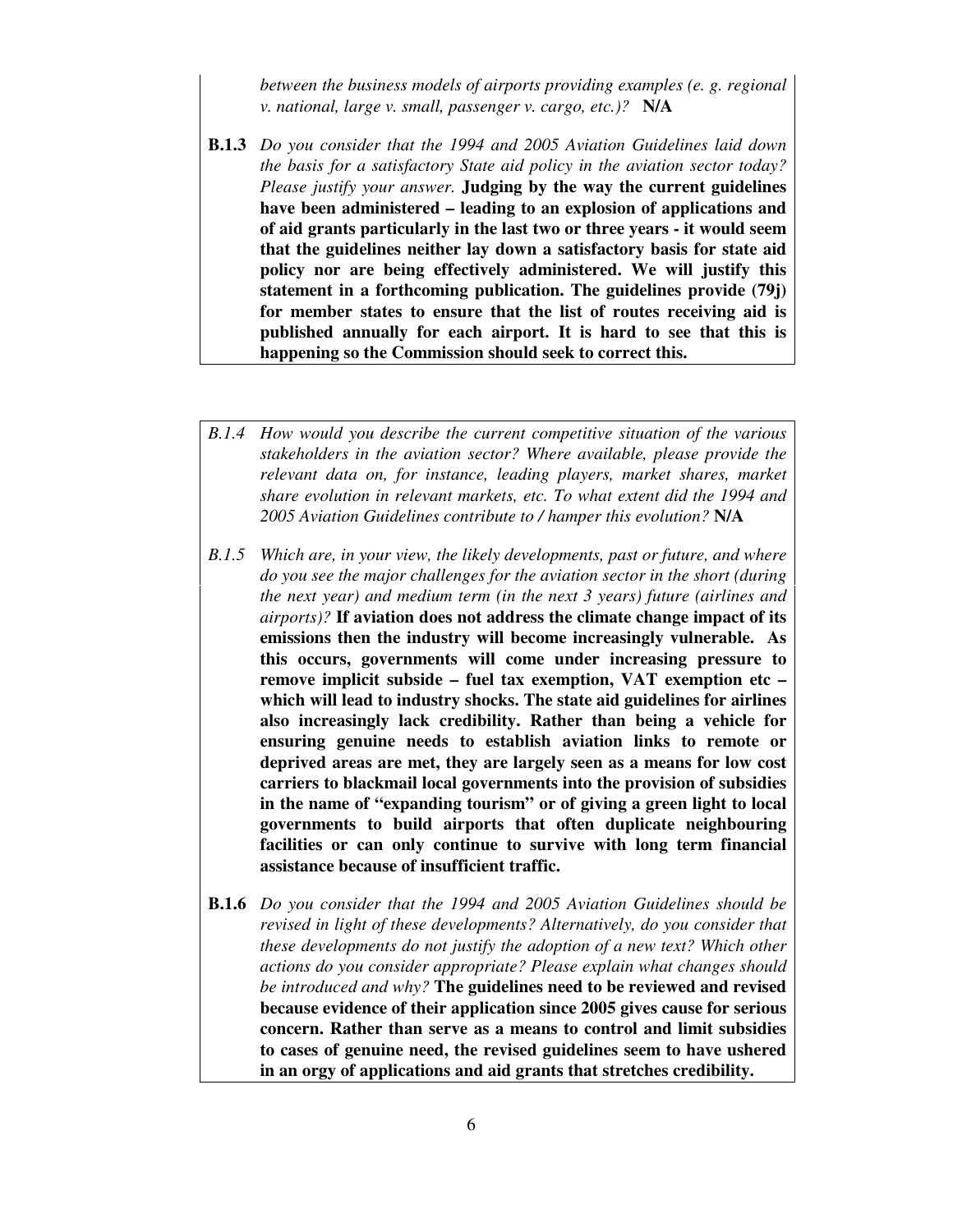*between the business models of airports providing examples (e. g. regional v. national, large v. small, passenger v. cargo, etc.)?* **N/A**

**B.1.3** *Do you consider that the 1994 and 2005 Aviation Guidelines laid down the basis for a satisfactory State aid policy in the aviation sector today? Please justify your answer.* **Judging by the way the current guidelines have been administered – leading to an explosion of applications and of aid grants particularly in the last two or three years - it would seem that the guidelines neither lay down a satisfactory basis for state aid policy nor are being effectively administered. We will justify this statement in a forthcoming publication. The guidelines provide (79j) for member states to ensure that the list of routes receiving aid is published annually for each airport. It is hard to see that this is happening so the Commission should seek to correct this.**

*B.1.4 How would you describe the current competitive situation of the various stakeholders in the aviation sector? Where available, please provide the relevant data on, for instance, leading players, market shares, market share evolution in relevant markets, etc. To what extent did the 1994 and 2005 Aviation Guidelines contribute to / hamper this evolution?* **N/A**

*B.1.5 Which are, in your view, the likely developments, past or future, and where do you see the major challenges for the aviation sector in the short (during the next year) and medium term (in the next 3 years) future (airlines and airports)?* **If aviation does not address the climate change impact of its emissions then the industry will become increasingly vulnerable. As this occurs, governments will come under increasing pressure to remove implicit subside – fuel tax exemption, VAT exemption etc – which will lead to industry shocks. The state aid guidelines for airlines also increasingly lack credibility. Rather than being a vehicle for ensuring genuine needs to establish aviation links to remote or deprived areas are met, they are largely seen as a means for low cost carriers to blackmail local governments into the provision of subsidies in the name of "expanding tourism" or of giving a green light to local governments to build airports that often duplicate neighbouring facilities or can only continue to survive with long term financial assistance because of insufficient traffic.**

**B.1.6** *Do you consider that the 1994 and 2005 Aviation Guidelines should be revised in light of these developments? Alternatively, do you consider that these developments do not justify the adoption of a new text? Which other actions do you consider appropriate? Please explain what changes should be introduced and why?* **The guidelines need to be reviewed and revised because evidence of their application since 2005 gives cause for serious concern. Rather than serve as a means to control and limit subsidies to cases of genuine need, the revised guidelines seem to have ushered in an orgy of applications and aid grants that stretches credibility.**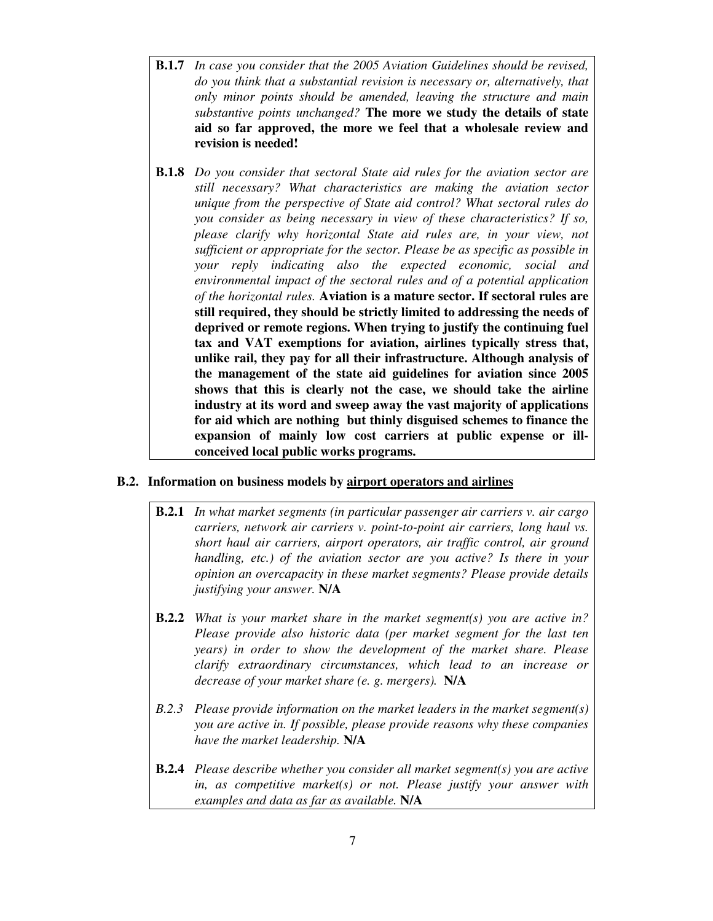**B.1.7** *In case you consider that the 2005 Aviation Guidelines should be revised, do you think that a substantial revision is necessary or, alternatively, that only minor points should be amended, leaving the structure and main substantive points unchanged?* **The more we study the details of state aid so far approved, the more we feel that a wholesale review and revision is needed!**

**B.1.8** *Do you consider that sectoral State aid rules for the aviation sector are still necessary? What characteristics are making the aviation sector unique from the perspective of State aid control? What sectoral rules do you consider as being necessary in view of these characteristics? If so, please clarify why horizontal State aid rules are, in your view, not sufficient or appropriate for the sector. Please be as specific as possible in your reply indicating also the expected economic, social and environmental impact of the sectoral rules and of a potential application of the horizontal rules.* **Aviation is a mature sector. If sectoral rules are still required, they should be strictly limited to addressing the needs of deprived or remote regions. When trying to justify the continuing fuel tax and VAT exemptions for aviation, airlines typically stress that, unlike rail, they pay for all their infrastructure. Although analysis of the management of the state aid guidelines for aviation since 2005 shows that this is clearly not the case, we should take the airline industry at its word and sweep away the vast majority of applications for aid which are nothing but thinly disguised schemes to finance the expansion of mainly low cost carriers at public expense or ill-conceived local public works programs.**

## B.2. Information on business models by airport operators and airlines

**B.2.1** *In what market segments (in particular passenger air carriers v. air cargo carriers, network air carriers v. point-to-point air carriers, long haul vs. short haul air carriers, airport operators, air traffic control, air ground handling, etc.) of the aviation sector are you active? Is there in your opinion an overcapacity in these market segments? Please provide details justifying your answer.* **N/A**

**B.2.2** *What is your market share in the market segment(s) you are active in? Please provide also historic data (per market segment for the last ten years) in order to show the development of the market share. Please clarify extraordinary circumstances, which lead to an increase or decrease of your market share (e. g. mergers).* **N/A**

*B.2.3 Please provide information on the market leaders in the market segment(s) you are active in. If possible, please provide reasons why these companies have the market leadership.* **N/A**

**B.2.4** *Please describe whether you consider all market segment(s) you are active in, as competitive market(s) or not. Please justify your answer with examples and data as far as available.* **N/A**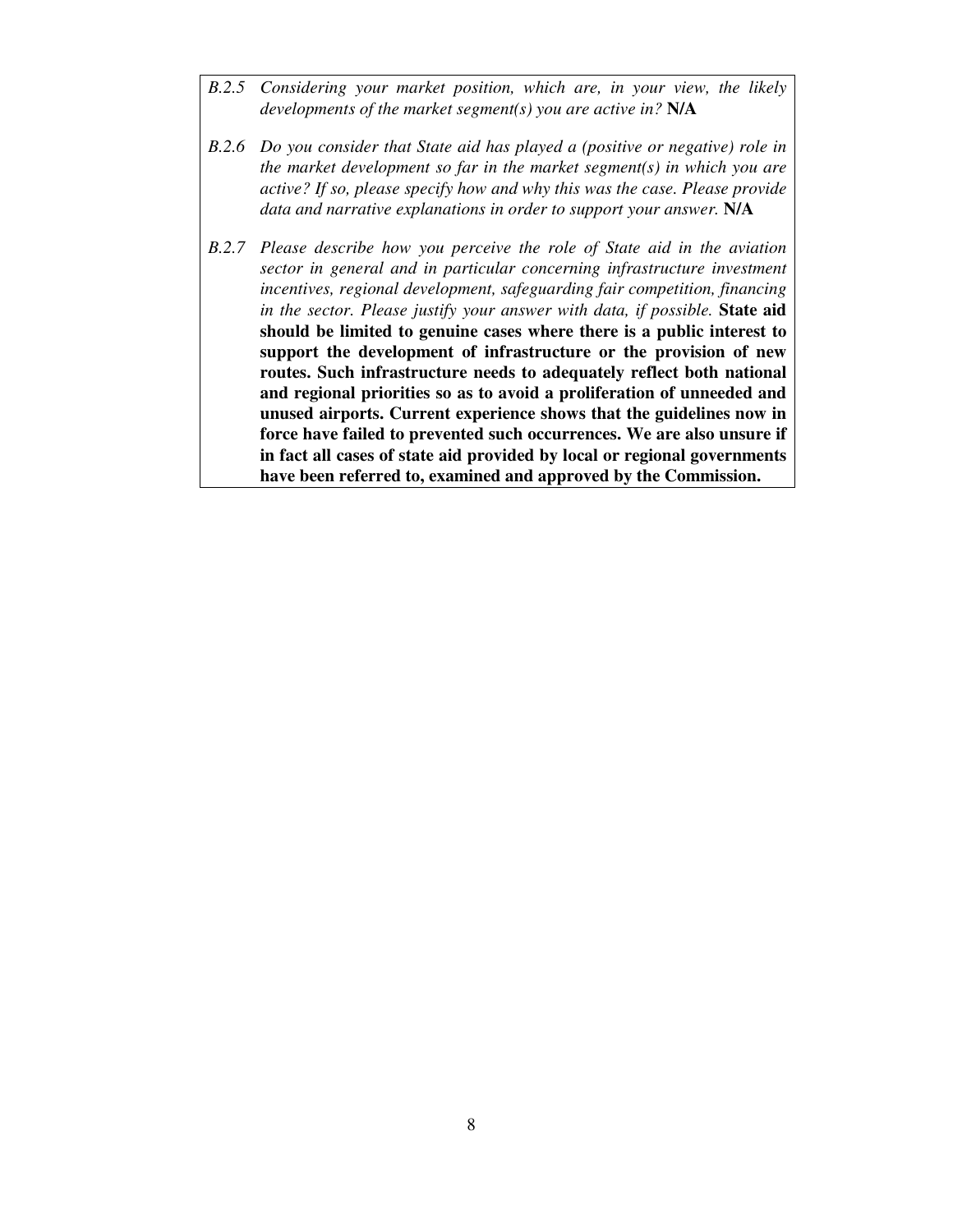*B.2.5 Considering your market position, which are, in your view, the likely developments of the market segment(s) you are active in?* **N/A**

*B.2.6 Do you consider that State aid has played a (positive or negative) role in the market development so far in the market segment(s) in which you are active? If so, please specify how and why this was the case. Please provide data and narrative explanations in order to support your answer.* **N/A**

*B.2.7 Please describe how you perceive the role of State aid in the aviation sector in general and in particular concerning infrastructure investment incentives, regional development, safeguarding fair competition, financing in the sector. Please justify your answer with data, if possible.* **State aid should be limited to genuine cases where there is a public interest to support the development of infrastructure or the provision of new routes. Such infrastructure needs to adequately reflect both national and regional priorities so as to avoid a proliferation of unneeded and unused airports. Current experience shows that the guidelines now in force have failed to prevented such occurrences. We are also unsure if in fact all cases of state aid provided by local or regional governments have been referred to, examined and approved by the Commission.**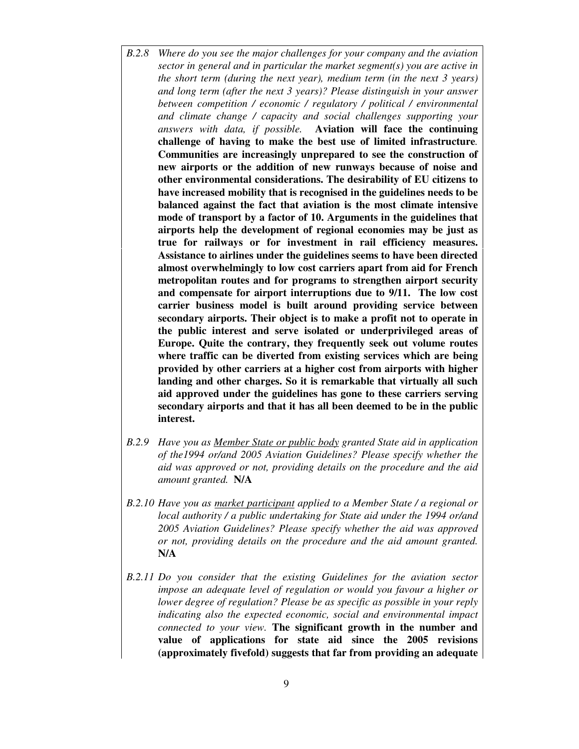*B.2.8 Where do you see the major challenges for your company and the aviation sector in general and in particular the market segment(s) you are active in the short term (during the next year), medium term (in the next 3 years) and long term (after the next 3 years)? Please distinguish in your answer between competition / economic / regulatory / political / environmental and climate change / capacity and social challenges supporting your answers with data, if possible.* **Aviation will face the continuing challenge of having to make the best use of limited infrastructure. Communities are increasingly unprepared to see the construction of new airports or the addition of new runways because of noise and other environmental considerations. The desirability of EU citizens to have increased mobility that is recognised in the guidelines needs to be balanced against the fact that aviation is the most climate intensive mode of transport by a factor of 10. Arguments in the guidelines that airports help the development of regional economies may be just as true for railways or for investment in rail efficiency measures. Assistance to airlines under the guidelines seems to have been directed almost overwhelmingly to low cost carriers apart from aid for French metropolitan routes and for programs to strengthen airport security and compensate for airport interruptions due to 9/11. The low cost carrier business model is built around providing service between secondary airports. Their object is to make a profit not to operate in the public interest and serve isolated or underprivileged areas of Europe. Quite the contrary, they frequently seek out volume routes where traffic can be diverted from existing services which are being provided by other carriers at a higher cost from airports with higher landing and other charges. So it is remarkable that virtually all such aid approved under the guidelines has gone to these carriers serving secondary airports and that it has all been deemed to be in the public interest.**

*B.2.9 Have you as Member State or public body granted State aid in application of the1994 or/and 2005 Aviation Guidelines? Please specify whether the aid was approved or not, providing details on the procedure and the aid amount granted.* **N/A**

*B.2.10 Have you as market participant applied to a Member State / a regional or local authority / a public undertaking for State aid under the 1994 or/and 2005 Aviation Guidelines? Please specify whether the aid was approved or not, providing details on the procedure and the aid amount granted.* **N/A**

*B.2.11 Do you consider that the existing Guidelines for the aviation sector impose an adequate level of regulation or would you favour a higher or lower degree of regulation? Please be as specific as possible in your reply indicating also the expected economic, social and environmental impact connected to your view.* **The significant growth in the number and value of applications for state aid since the 2005 revisions (approximately fivefold) suggests that far from providing an adequate**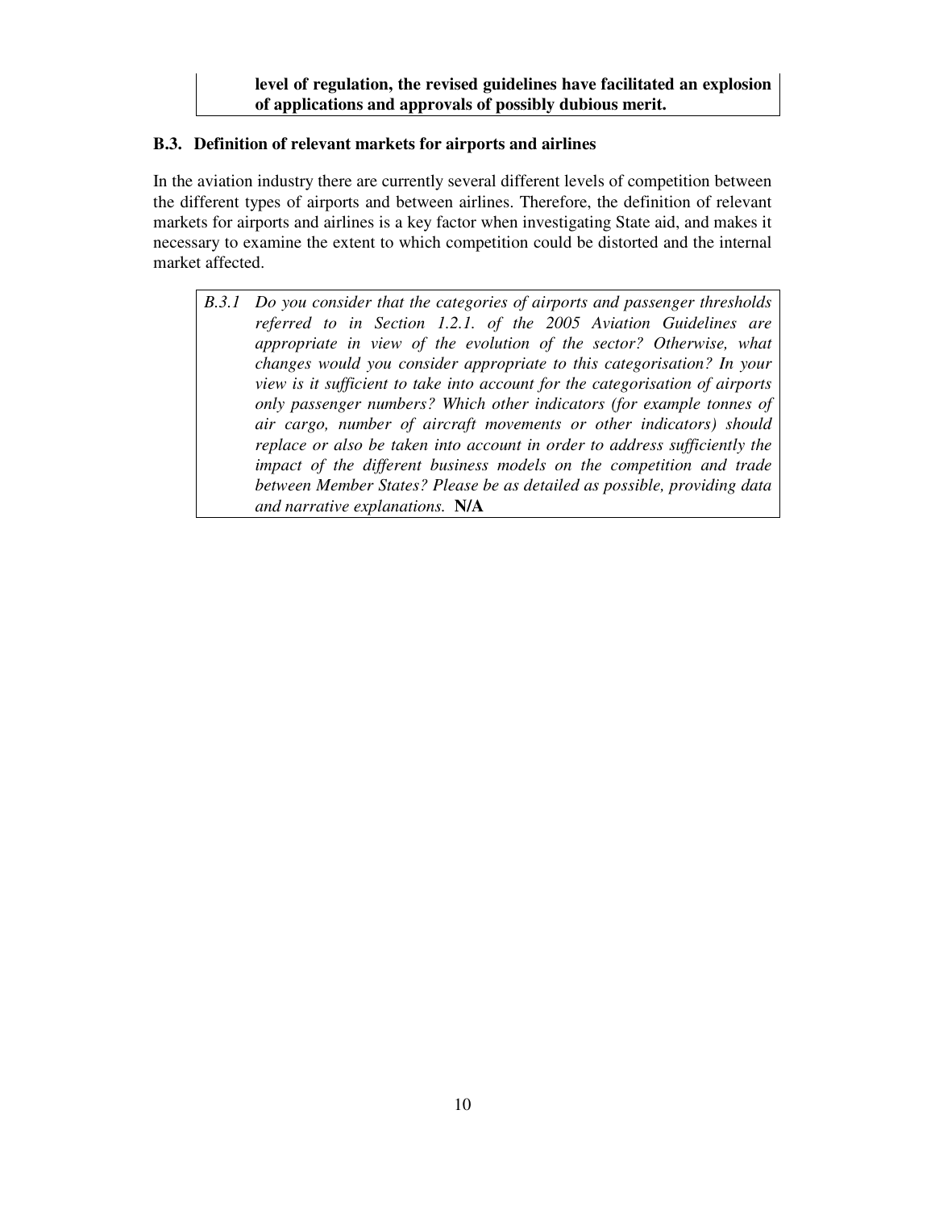**level of regulation, the revised guidelines have facilitated an explosion of applications and approvals of possibly dubious merit.**

### B.3. Definition of relevant markets for airports and airlines

In the aviation industry there are currently several different levels of competition between the different types of airports and between airlines. Therefore, the definition of relevant markets for airports and airlines is a key factor when investigating State aid, and makes it necessary to examine the extent to which competition could be distorted and the internal market affected.

*B.3.1 Do you consider that the categories of airports and passenger thresholds referred to in Section 1.2.1. of the 2005 Aviation Guidelines are appropriate in view of the evolution of the sector? Otherwise, what changes would you consider appropriate to this categorisation? In your view is it sufficient to take into account for the categorisation of airports only passenger numbers? Which other indicators (for example tonnes of air cargo, number of aircraft movements or other indicators) should replace or also be taken into account in order to address sufficiently the impact of the different business models on the competition and trade between Member States? Please be as detailed as possible, providing data and narrative explanations.* **N/A**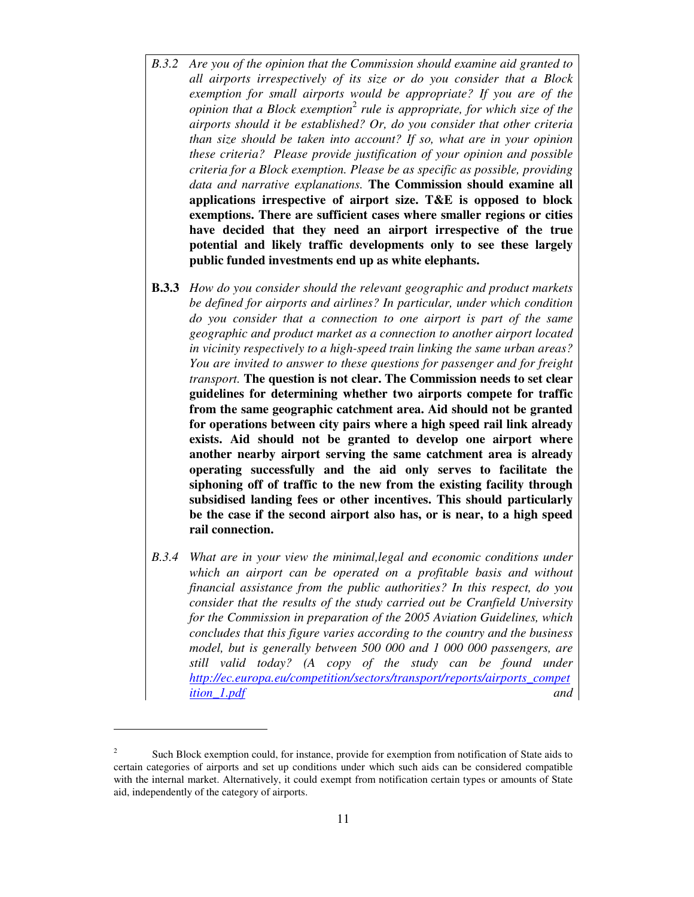*B.3.2 Are you of the opinion that the Commission should examine aid granted to all airports irrespectively of its size or do you consider that a Block exemption for small airports would be appropriate? If you are of the opinion that a Block exemption[2] rule is appropriate, for which size of the airports should it be established? Or, do you consider that other criteria than size should be taken into account? If so, what are in your opinion these criteria? Please provide justification of your opinion and possible criteria for a Block exemption. Please be as specific as possible, providing data and narrative explanations.* **The Commission should examine all applications irrespective of airport size. T&E is opposed to block exemptions. There are sufficient cases where smaller regions or cities have decided that they need an airport irrespective of the true potential and likely traffic developments only to see these largely public funded investments end up as white elephants.**

**B.3.3** *How do you consider should the relevant geographic and product markets be defined for airports and airlines? In particular, under which condition do you consider that a connection to one airport is part of the same geographic and product market as a connection to another airport located in vicinity respectively to a high-speed train linking the same urban areas? You are invited to answer to these questions for passenger and for freight transport.* **The question is not clear. The Commission needs to set clear guidelines for determining whether two airports compete for traffic from the same geographic catchment area. Aid should not be granted for operations between city pairs where a high speed rail link already exists. Aid should not be granted to develop one airport where another nearby airport serving the same catchment area is already operating successfully and the aid only serves to facilitate the siphoning off of traffic to the new from the existing facility through subsidised landing fees or other incentives. This should particularly be the case if the second airport also has, or is near, to a high speed rail connection.**

*B.3.4 What are in your view the minimal,legal and economic conditions under which an airport can be operated on a profitable basis and without financial assistance from the public authorities? In this respect, do you consider that the results of the study carried out be Cranfield University for the Commission in preparation of the 2005 Aviation Guidelines, which concludes that this figure varies according to the country and the business model, but is generally between 500 000 and 1 000 000 passengers, are still valid today? (A copy of the study can be found under [http://ec.europa.eu/competition/sectors/transport/reports/airports_competition_1.pdf](http://ec.europa.eu/competition/sectors/transport/reports/airports_competition_1.pdf) and*

---

[2] Such Block exemption could, for instance, provide for exemption from notification of State aids to certain categories of airports and set up conditions under which such aids can be considered compatible with the internal market. Alternatively, it could exempt from notification certain types or amounts of State aid, independently of the category of airports.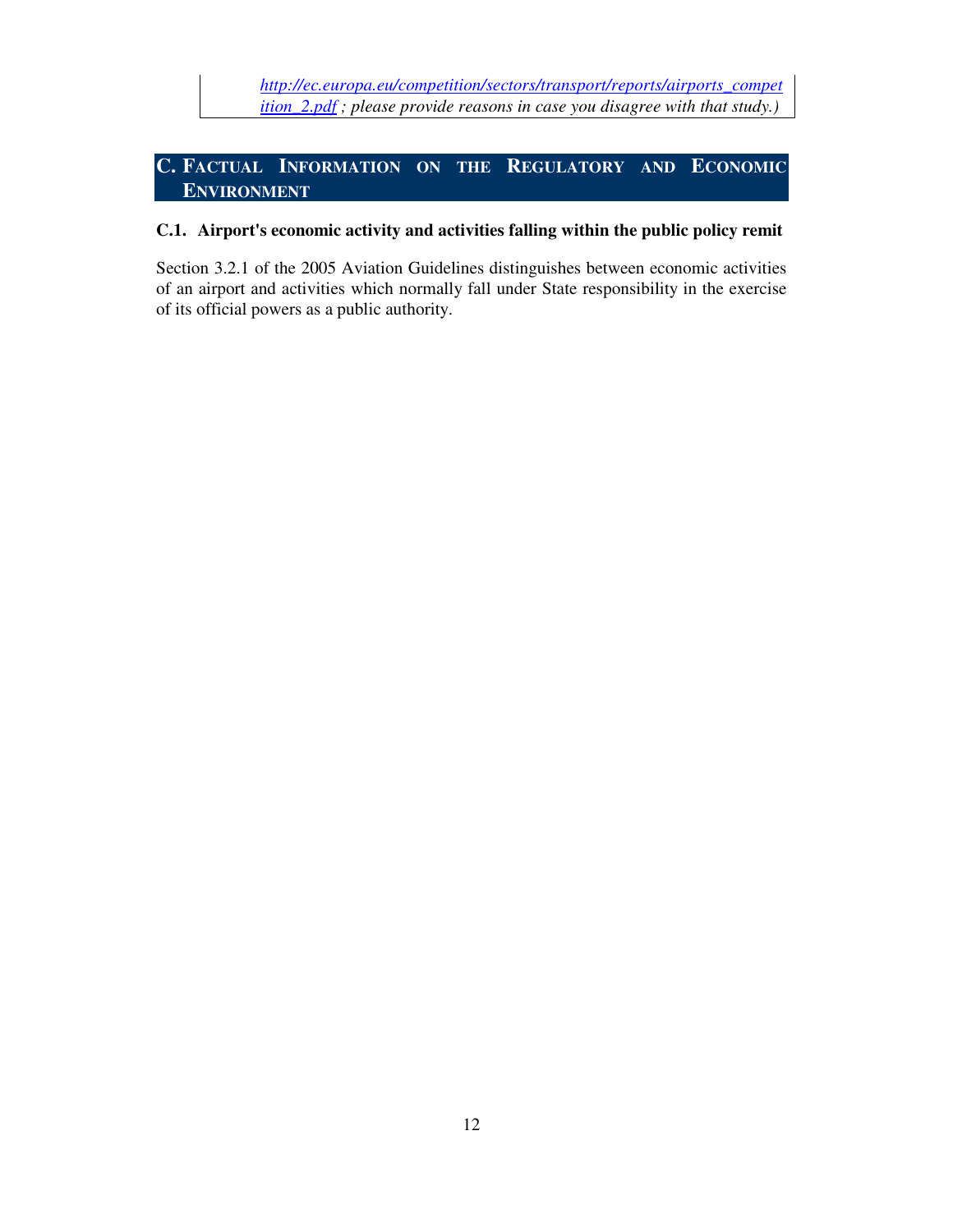*[http://ec.europa.eu/competition/sectors/transport/reports/airports_competition_2.pdf](http://ec.europa.eu/competition/sectors/transport/reports/airports_competition_2.pdf) ; please provide reasons in case you disagree with that study.)*

## C. FACTUAL INFORMATION ON THE REGULATORY AND ECONOMIC ENVIRONMENT

### C.1. Airport's economic activity and activities falling within the public policy remit

Section 3.2.1 of the 2005 Aviation Guidelines distinguishes between economic activities of an airport and activities which normally fall under State responsibility in the exercise of its official powers as a public authority.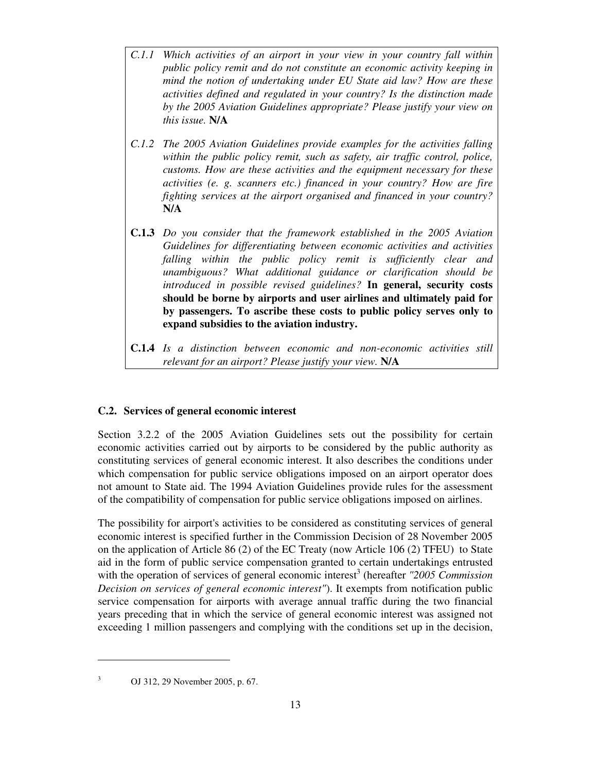*C.1.1 Which activities of an airport in your view in your country fall within public policy remit and do not constitute an economic activity keeping in mind the notion of undertaking under EU State aid law? How are these activities defined and regulated in your country? Is the distinction made by the 2005 Aviation Guidelines appropriate? Please justify your view on this issue.* **N/A**

*C.1.2 The 2005 Aviation Guidelines provide examples for the activities falling within the public policy remit, such as safety, air traffic control, police, customs. How are these activities and the equipment necessary for these activities (e. g. scanners etc.) financed in your country? How are fire fighting services at the airport organised and financed in your country?* **N/A**

**C.1.3** *Do you consider that the framework established in the 2005 Aviation Guidelines for differentiating between economic activities and activities falling within the public policy remit is sufficiently clear and unambiguous? What additional guidance or clarification should be introduced in possible revised guidelines?* **In general, security costs should be borne by airports and user airlines and ultimately paid for by passengers. To ascribe these costs to public policy serves only to expand subsidies to the aviation industry.**

**C.1.4** *Is a distinction between economic and non-economic activities still relevant for an airport? Please justify your view.* **N/A**

### C.2. Services of general economic interest

Section 3.2.2 of the 2005 Aviation Guidelines sets out the possibility for certain economic activities carried out by airports to be considered by the public authority as constituting services of general economic interest. It also describes the conditions under which compensation for public service obligations imposed on an airport operator does not amount to State aid. The 1994 Aviation Guidelines provide rules for the assessment of the compatibility of compensation for public service obligations imposed on airlines.

The possibility for airport's activities to be considered as constituting services of general economic interest is specified further in the Commission Decision of 28 November 2005 on the application of Article 86 (2) of the EC Treaty (now Article 106 (2) TFEU) to State aid in the form of public service compensation granted to certain undertakings entrusted with the operation of services of general economic interest[3] (hereafter *"2005 Commission Decision on services of general economic interest"*). It exempts from notification public service compensation for airports with average annual traffic during the two financial years preceding that in which the service of general economic interest was assigned not exceeding 1 million passengers and complying with the conditions set up in the decision,

---

[3] OJ 312, 29 November 2005, p. 67.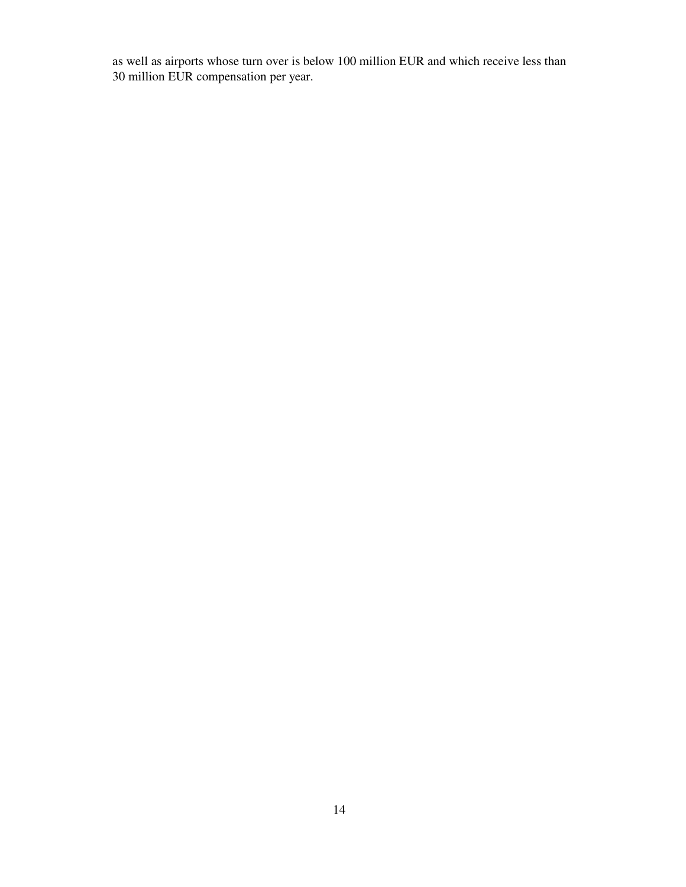as well as airports whose turn over is below 100 million EUR and which receive less than 30 million EUR compensation per year.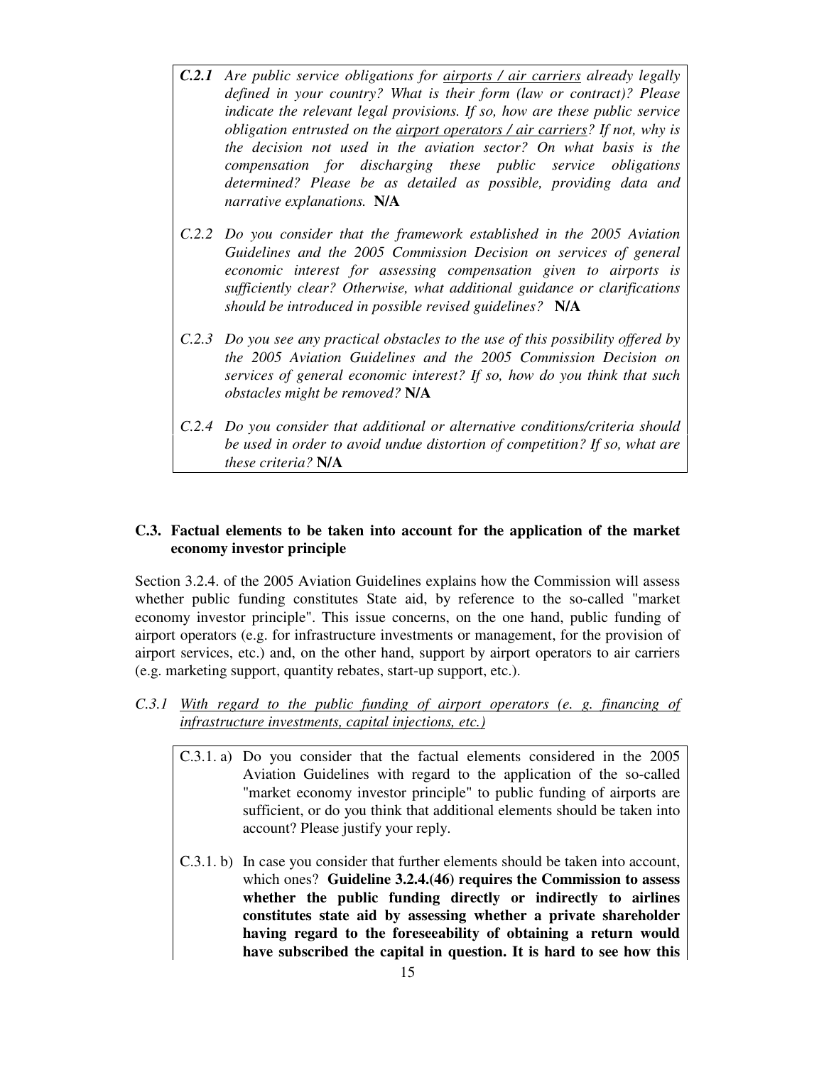*C.2.1 Are public service obligations for airports / air carriers already legally defined in your country? What is their form (law or contract)? Please indicate the relevant legal provisions. If so, how are these public service obligation entrusted on the airport operators / air carriers? If not, why is the decision not used in the aviation sector? On what basis is the compensation for discharging these public service obligations determined? Please be as detailed as possible, providing data and narrative explanations.* **N/A**

*C.2.2 Do you consider that the framework established in the 2005 Aviation Guidelines and the 2005 Commission Decision on services of general economic interest for assessing compensation given to airports is sufficiently clear? Otherwise, what additional guidance or clarifications should be introduced in possible revised guidelines?* **N/A**

*C.2.3 Do you see any practical obstacles to the use of this possibility offered by the 2005 Aviation Guidelines and the 2005 Commission Decision on services of general economic interest? If so, how do you think that such obstacles might be removed?* **N/A**

*C.2.4 Do you consider that additional or alternative conditions/criteria should be used in order to avoid undue distortion of competition? If so, what are these criteria?* **N/A**

### C.3. Factual elements to be taken into account for the application of the market economy investor principle

Section 3.2.4. of the 2005 Aviation Guidelines explains how the Commission will assess whether public funding constitutes State aid, by reference to the so-called "market economy investor principle". This issue concerns, on the one hand, public funding of airport operators (e.g. for infrastructure investments or management, for the provision of airport services, etc.) and, on the other hand, support by airport operators to air carriers (e.g. marketing support, quantity rebates, start-up support, etc.).

*C.3.1 With regard to the public funding of airport operators (e. g. financing of infrastructure investments, capital injections, etc.)*

C.3.1. a) Do you consider that the factual elements considered in the 2005 Aviation Guidelines with regard to the application of the so-called "market economy investor principle" to public funding of airports are sufficient, or do you think that additional elements should be taken into account? Please justify your reply.

C.3.1. b) In case you consider that further elements should be taken into account, which ones? **Guideline 3.2.4.(46) requires the Commission to assess whether the public funding directly or indirectly to airlines constitutes state aid by assessing whether a private shareholder having regard to the foreseeability of obtaining a return would have subscribed the capital in question. It is hard to see how this**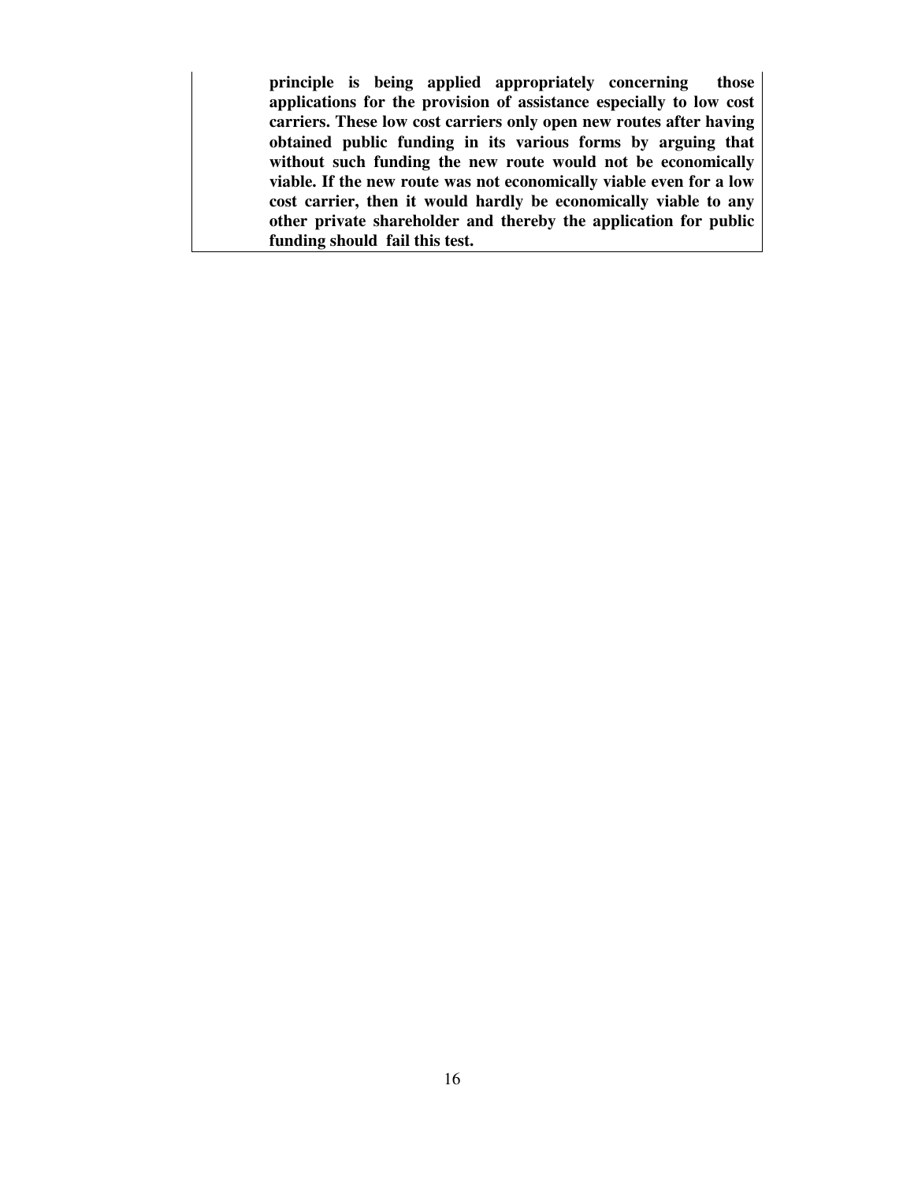**principle is being applied appropriately concerning those applications for the provision of assistance especially to low cost carriers. These low cost carriers only open new routes after having obtained public funding in its various forms by arguing that without such funding the new route would not be economically viable. If the new route was not economically viable even for a low cost carrier, then it would hardly be economically viable to any other private shareholder and thereby the application for public funding should fail this test.**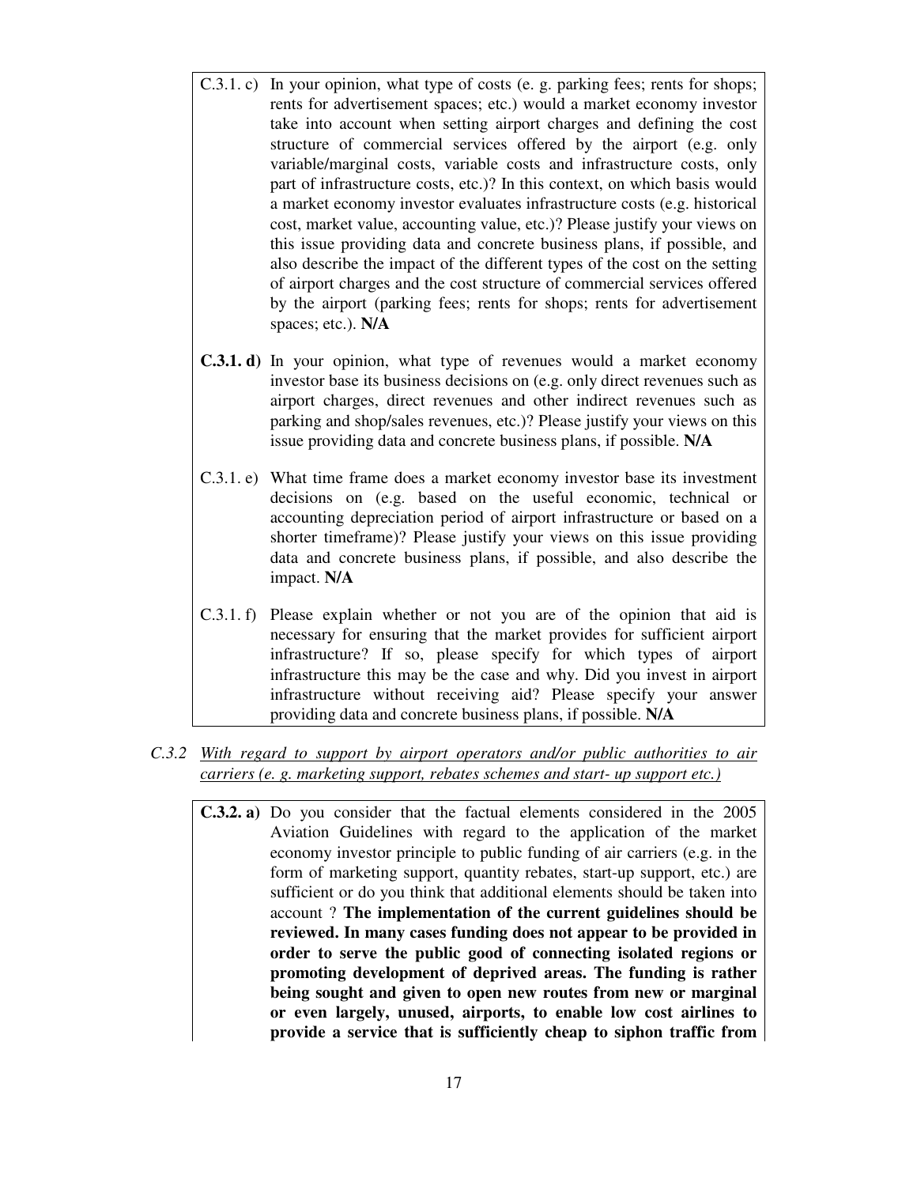C.3.1. c) In your opinion, what type of costs (e. g. parking fees; rents for shops; rents for advertisement spaces; etc.) would a market economy investor take into account when setting airport charges and defining the cost structure of commercial services offered by the airport (e.g. only variable/marginal costs, variable costs and infrastructure costs, only part of infrastructure costs, etc.)? In this context, on which basis would a market economy investor evaluates infrastructure costs (e.g. historical cost, market value, accounting value, etc.)? Please justify your views on this issue providing data and concrete business plans, if possible, and also describe the impact of the different types of the cost on the setting of airport charges and the cost structure of commercial services offered by the airport (parking fees; rents for shops; rents for advertisement spaces; etc.). **N/A**

**C.3.1. d)** In your opinion, what type of revenues would a market economy investor base its business decisions on (e.g. only direct revenues such as airport charges, direct revenues and other indirect revenues such as parking and shop/sales revenues, etc.)? Please justify your views on this issue providing data and concrete business plans, if possible. **N/A**

C.3.1. e) What time frame does a market economy investor base its investment decisions on (e.g. based on the useful economic, technical or accounting depreciation period of airport infrastructure or based on a shorter timeframe)? Please justify your views on this issue providing data and concrete business plans, if possible, and also describe the impact. **N/A**

C.3.1. f) Please explain whether or not you are of the opinion that aid is necessary for ensuring that the market provides for sufficient airport infrastructure? If so, please specify for which types of airport infrastructure this may be the case and why. Did you invest in airport infrastructure without receiving aid? Please specify your answer providing data and concrete business plans, if possible. **N/A**

*C.3.2* *<u>With regard to support by airport operators and/or public authorities to air carriers (e. g. marketing support, rebates schemes and start- up support etc.)</u>*

**C.3.2. a)** Do you consider that the factual elements considered in the 2005 Aviation Guidelines with regard to the application of the market economy investor principle to public funding of air carriers (e.g. in the form of marketing support, quantity rebates, start-up support, etc.) are sufficient or do you think that additional elements should be taken into account ? **The implementation of the current guidelines should be reviewed. In many cases funding does not appear to be provided in order to serve the public good of connecting isolated regions or promoting development of deprived areas. The funding is rather being sought and given to open new routes from new or marginal or even largely, unused, airports, to enable low cost airlines to provide a service that is sufficiently cheap to siphon traffic from**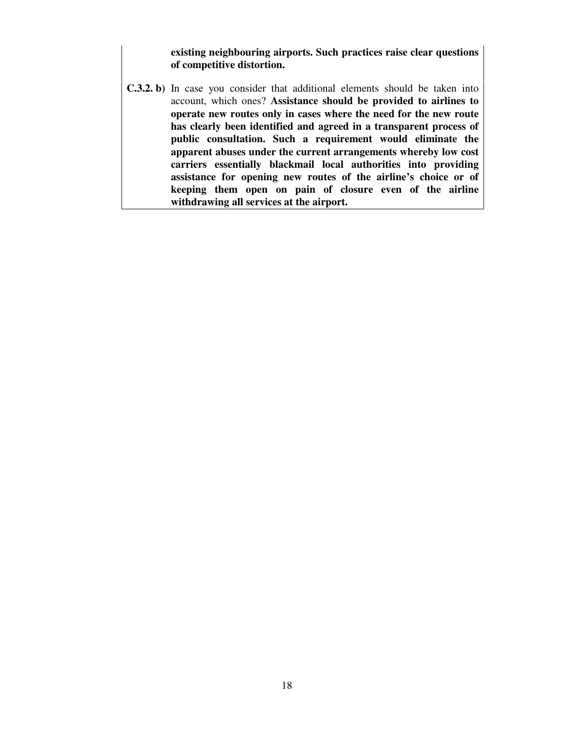**existing neighbouring airports. Such practices raise clear questions of competitive distortion.**

**C.3.2. b)** In case you consider that additional elements should be taken into account, which ones? **Assistance should be provided to airlines to operate new routes only in cases where the need for the new route has clearly been identified and agreed in a transparent process of public consultation. Such a requirement would eliminate the apparent abuses under the current arrangements whereby low cost carriers essentially blackmail local authorities into providing assistance for opening new routes of the airline's choice or of keeping them open on pain of closure even of the airline withdrawing all services at the airport.**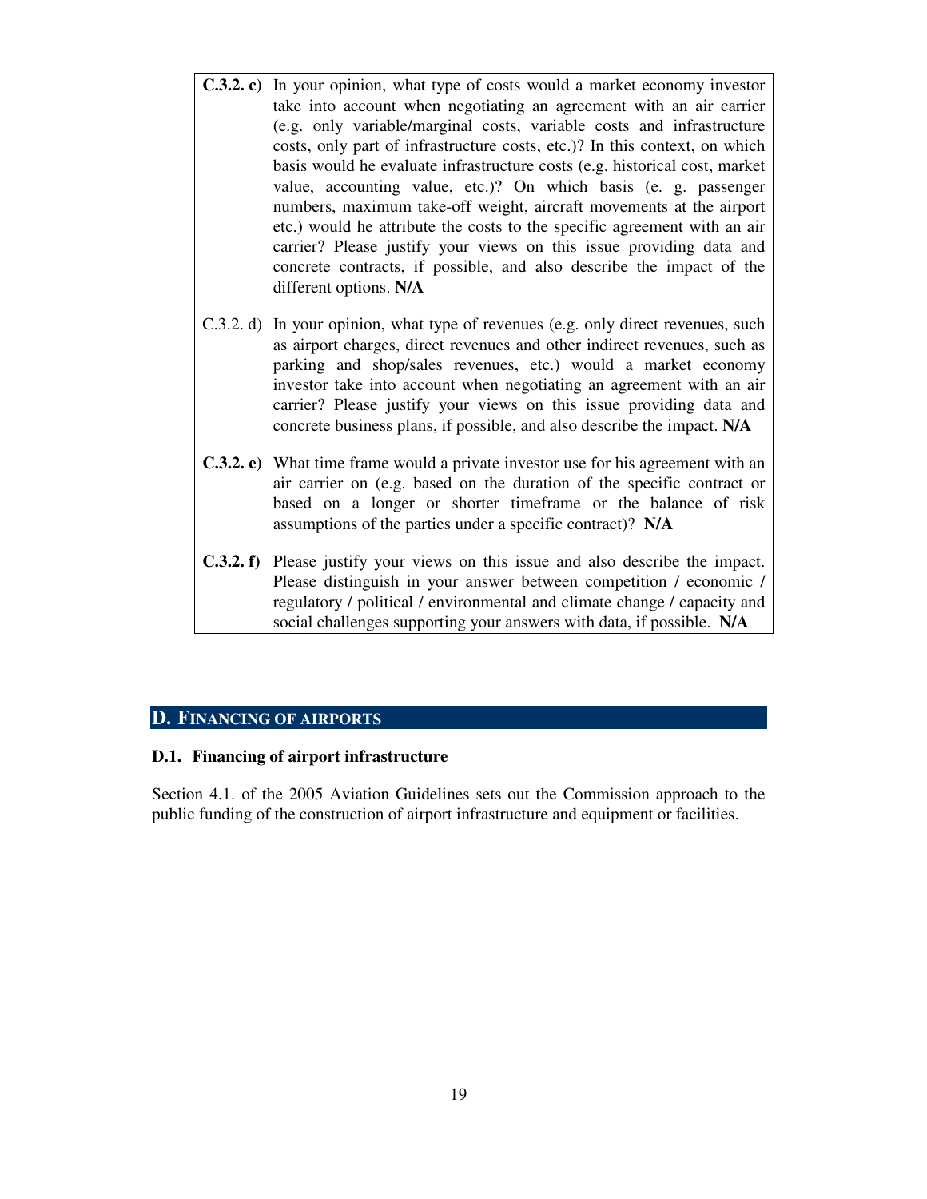**C.3.2. c)** In your opinion, what type of costs would a market economy investor take into account when negotiating an agreement with an air carrier (e.g. only variable/marginal costs, variable costs and infrastructure costs, only part of infrastructure costs, etc.)? In this context, on which basis would he evaluate infrastructure costs (e.g. historical cost, market value, accounting value, etc.)? On which basis (e. g. passenger numbers, maximum take-off weight, aircraft movements at the airport etc.) would he attribute the costs to the specific agreement with an air carrier? Please justify your views on this issue providing data and concrete contracts, if possible, and also describe the impact of the different options. **N/A**

C.3.2. d) In your opinion, what type of revenues (e.g. only direct revenues, such as airport charges, direct revenues and other indirect revenues, such as parking and shop/sales revenues, etc.) would a market economy investor take into account when negotiating an agreement with an air carrier? Please justify your views on this issue providing data and concrete business plans, if possible, and also describe the impact. **N/A**

**C.3.2. e)** What time frame would a private investor use for his agreement with an air carrier on (e.g. based on the duration of the specific contract or based on a longer or shorter timeframe or the balance of risk assumptions of the parties under a specific contract)? **N/A**

**C.3.2. f)** Please justify your views on this issue and also describe the impact. Please distinguish in your answer between competition / economic / regulatory / political / environmental and climate change / capacity and social challenges supporting your answers with data, if possible. **N/A**

## D. FINANCING OF AIRPORTS

### D.1. Financing of airport infrastructure

Section 4.1. of the 2005 Aviation Guidelines sets out the Commission approach to the public funding of the construction of airport infrastructure and equipment or facilities.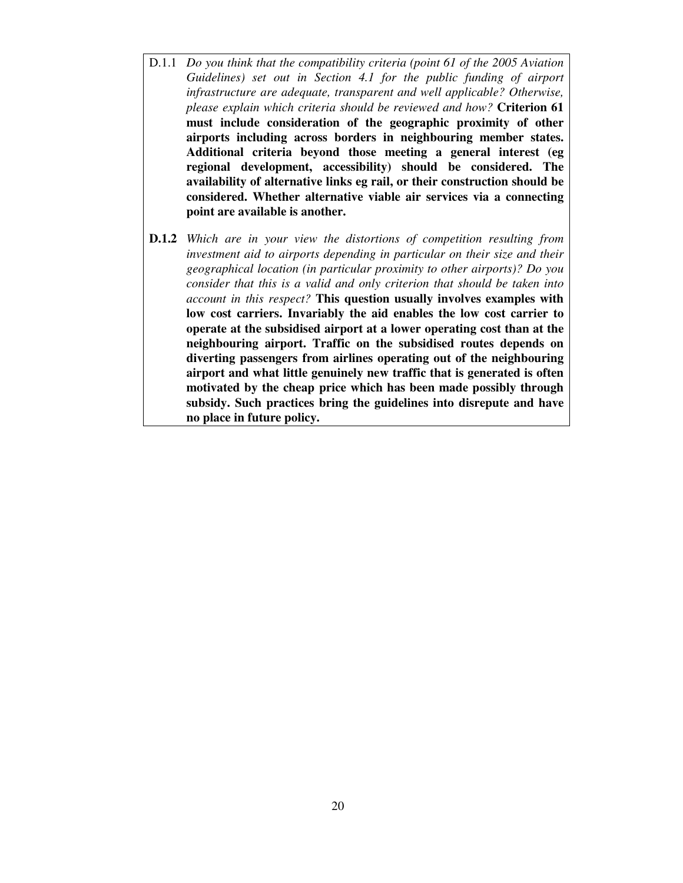D.1.1 *Do you think that the compatibility criteria (point 61 of the 2005 Aviation Guidelines) set out in Section 4.1 for the public funding of airport infrastructure are adequate, transparent and well applicable? Otherwise, please explain which criteria should be reviewed and how?* **Criterion 61 must include consideration of the geographic proximity of other airports including across borders in neighbouring member states. Additional criteria beyond those meeting a general interest (eg regional development, accessibility) should be considered. The availability of alternative links eg rail, or their construction should be considered. Whether alternative viable air services via a connecting point are available is another.**

**D.1.2** *Which are in your view the distortions of competition resulting from investment aid to airports depending in particular on their size and their geographical location (in particular proximity to other airports)? Do you consider that this is a valid and only criterion that should be taken into account in this respect?* **This question usually involves examples with low cost carriers. Invariably the aid enables the low cost carrier to operate at the subsidised airport at a lower operating cost than at the neighbouring airport. Traffic on the subsidised routes depends on diverting passengers from airlines operating out of the neighbouring airport and what little genuinely new traffic that is generated is often motivated by the cheap price which has been made possibly through subsidy. Such practices bring the guidelines into disrepute and have no place in future policy.**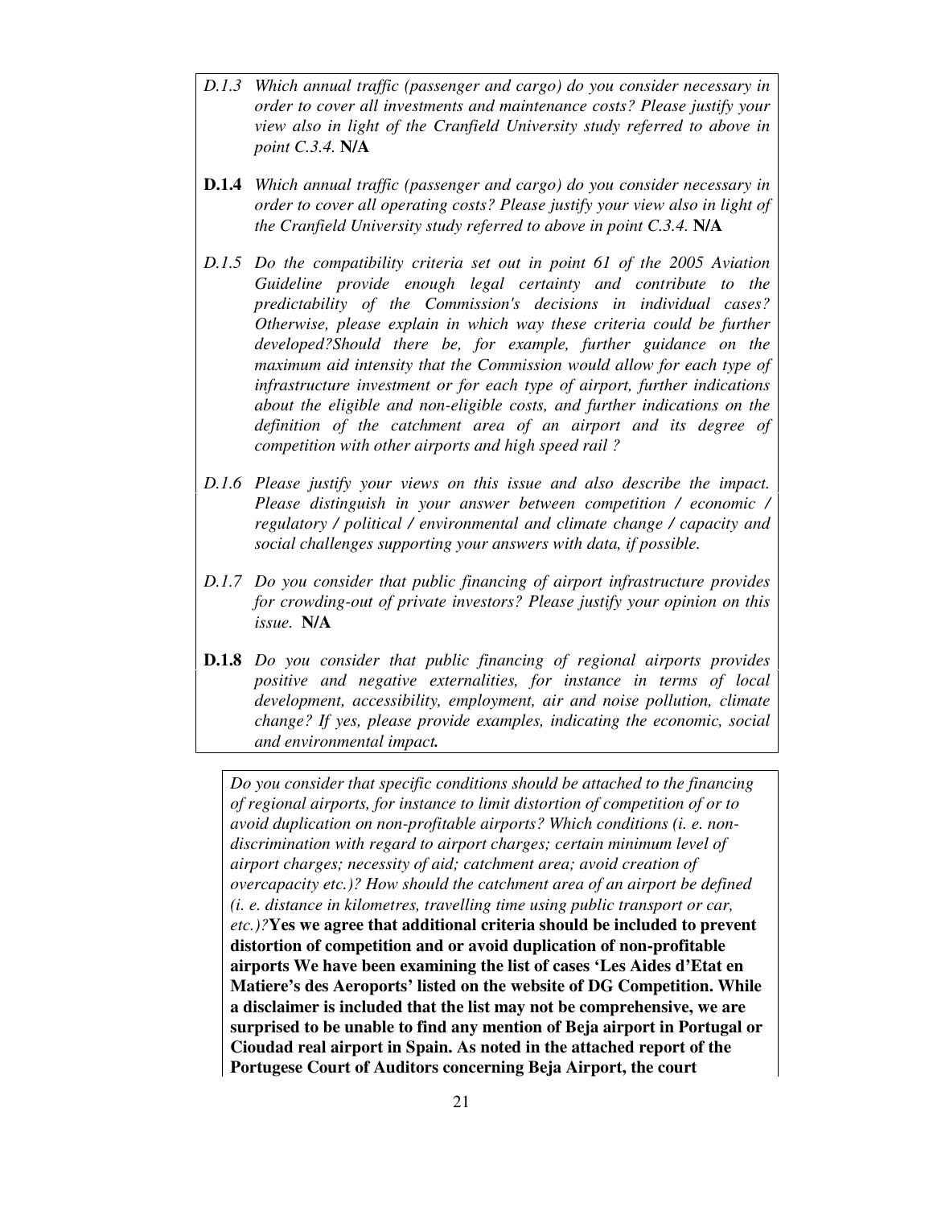*D.1.3 Which annual traffic (passenger and cargo) do you consider necessary in order to cover all investments and maintenance costs? Please justify your view also in light of the Cranfield University study referred to above in point C.3.4.* **N/A**

**D.1.4** *Which annual traffic (passenger and cargo) do you consider necessary in order to cover all operating costs? Please justify your view also in light of the Cranfield University study referred to above in point C.3.4.* **N/A**

*D.1.5 Do the compatibility criteria set out in point 61 of the 2005 Aviation Guideline provide enough legal certainty and contribute to the predictability of the Commission's decisions in individual cases? Otherwise, please explain in which way these criteria could be further developed?Should there be, for example, further guidance on the maximum aid intensity that the Commission would allow for each type of infrastructure investment or for each type of airport, further indications about the eligible and non-eligible costs, and further indications on the definition of the catchment area of an airport and its degree of competition with other airports and high speed rail ?*

*D.1.6 Please justify your views on this issue and also describe the impact. Please distinguish in your answer between competition / economic / regulatory / political / environmental and climate change / capacity and social challenges supporting your answers with data, if possible.*

*D.1.7 Do you consider that public financing of airport infrastructure provides for crowding-out of private investors? Please justify your opinion on this issue.* **N/A**

**D.1.8** *Do you consider that public financing of regional airports provides positive and negative externalities, for instance in terms of local development, accessibility, employment, air and noise pollution, climate change? If yes, please provide examples, indicating the economic, social and environmental impact.*

*Do you consider that specific conditions should be attached to the financing of regional airports, for instance to limit distortion of competition of or to avoid duplication on non-profitable airports? Which conditions (i. e. non-discrimination with regard to airport charges; certain minimum level of airport charges; necessity of aid; catchment area; avoid creation of overcapacity etc.)? How should the catchment area of an airport be defined (i. e. distance in kilometres, travelling time using public transport or car, etc.)?* **Yes we agree that additional criteria should be included to prevent distortion of competition and or avoid duplication of non-profitable airports We have been examining the list of cases 'Les Aides d'Etat en Matiere's des Aeroports' listed on the website of DG Competition. While a disclaimer is included that the list may not be comprehensive, we are surprised to be unable to find any mention of Beja airport in Portugal or Cioudad real airport in Spain. As noted in the attached report of the Portugese Court of Auditors concerning Beja Airport, the court**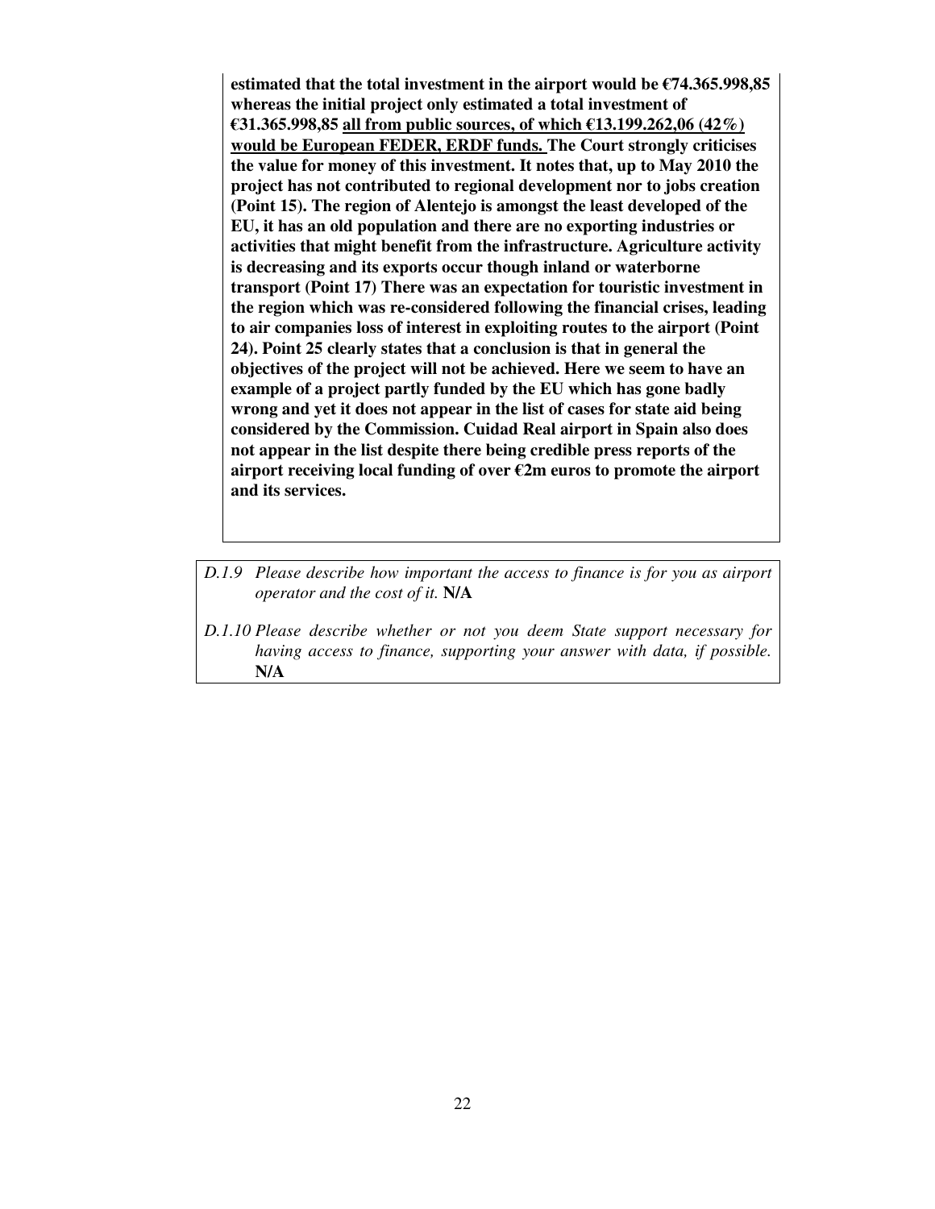**estimated that the total investment in the airport would be €74.365.998,85 whereas the initial project only estimated a total investment of €31.365.998,85 <u>all from public sources, of which €13.199.262,06 (42%) would be European FEDER, ERDF funds.</u> The Court strongly criticises the value for money of this investment. It notes that, up to May 2010 the project has not contributed to regional development nor to jobs creation (Point 15). The region of Alentejo is amongst the least developed of the EU, it has an old population and there are no exporting industries or activities that might benefit from the infrastructure. Agriculture activity is decreasing and its exports occur though inland or waterborne transport (Point 17) There was an expectation for touristic investment in the region which was re-considered following the financial crises, leading to air companies loss of interest in exploiting routes to the airport (Point 24). Point 25 clearly states that a conclusion is that in general the objectives of the project will not be achieved. Here we seem to have an example of a project partly funded by the EU which has gone badly wrong and yet it does not appear in the list of cases for state aid being considered by the Commission. Cuidad Real airport in Spain also does not appear in the list despite there being credible press reports of the airport receiving local funding of over €2m euros to promote the airport and its services.**

*D.1.9 Please describe how important the access to finance is for you as airport operator and the cost of it.* **N/A**

*D.1.10 Please describe whether or not you deem State support necessary for having access to finance, supporting your answer with data, if possible.* **N/A**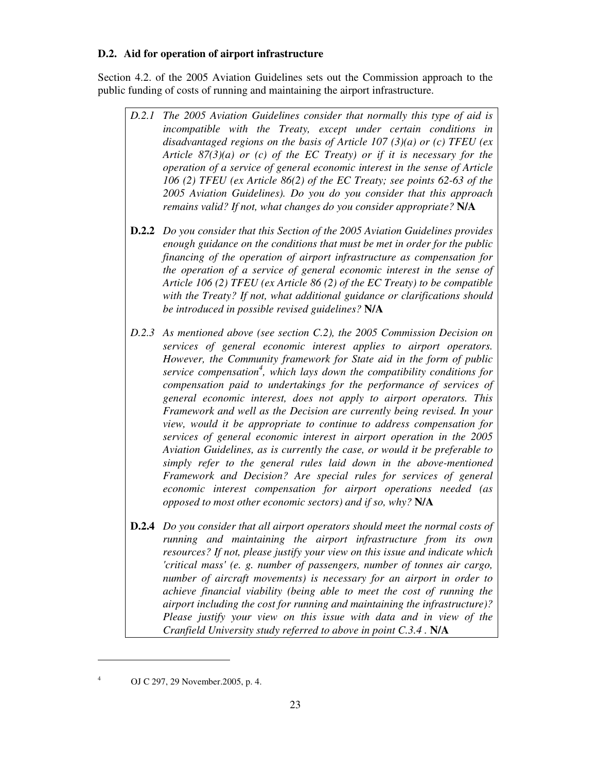### D.2. Aid for operation of airport infrastructure

Section 4.2. of the 2005 Aviation Guidelines sets out the Commission approach to the public funding of costs of running and maintaining the airport infrastructure.

*D.2.1 The 2005 Aviation Guidelines consider that normally this type of aid is incompatible with the Treaty, except under certain conditions in disadvantaged regions on the basis of Article 107 (3)(a) or (c) TFEU (ex Article 87(3)(a) or (c) of the EC Treaty) or if it is necessary for the operation of a service of general economic interest in the sense of Article 106 (2) TFEU (ex Article 86(2) of the EC Treaty; see points 62-63 of the 2005 Aviation Guidelines). Do you do you consider that this approach remains valid? If not, what changes do you consider appropriate?* **N/A**

**D.2.2** *Do you consider that this Section of the 2005 Aviation Guidelines provides enough guidance on the conditions that must be met in order for the public financing of the operation of airport infrastructure as compensation for the operation of a service of general economic interest in the sense of Article 106 (2) TFEU (ex Article 86 (2) of the EC Treaty) to be compatible with the Treaty? If not, what additional guidance or clarifications should be introduced in possible revised guidelines?* **N/A**

*D.2.3 As mentioned above (see section C.2), the 2005 Commission Decision on services of general economic interest applies to airport operators. However, the Community framework for State aid in the form of public service compensation[4], which lays down the compatibility conditions for compensation paid to undertakings for the performance of services of general economic interest, does not apply to airport operators. This Framework and well as the Decision are currently being revised. In your view, would it be appropriate to continue to address compensation for services of general economic interest in airport operation in the 2005 Aviation Guidelines, as is currently the case, or would it be preferable to simply refer to the general rules laid down in the above-mentioned Framework and Decision? Are special rules for services of general economic interest compensation for airport operations needed (as opposed to most other economic sectors) and if so, why?* **N/A**

**D.2.4** *Do you consider that all airport operators should meet the normal costs of running and maintaining the airport infrastructure from its own resources? If not, please justify your view on this issue and indicate which 'critical mass' (e. g. number of passengers, number of tonnes air cargo, number of aircraft movements) is necessary for an airport in order to achieve financial viability (being able to meet the cost of running the airport including the cost for running and maintaining the infrastructure)? Please justify your view on this issue with data and in view of the Cranfield University study referred to above in point C.3.4 .* **N/A**

---

[4] OJ C 297, 29 November.2005, p. 4.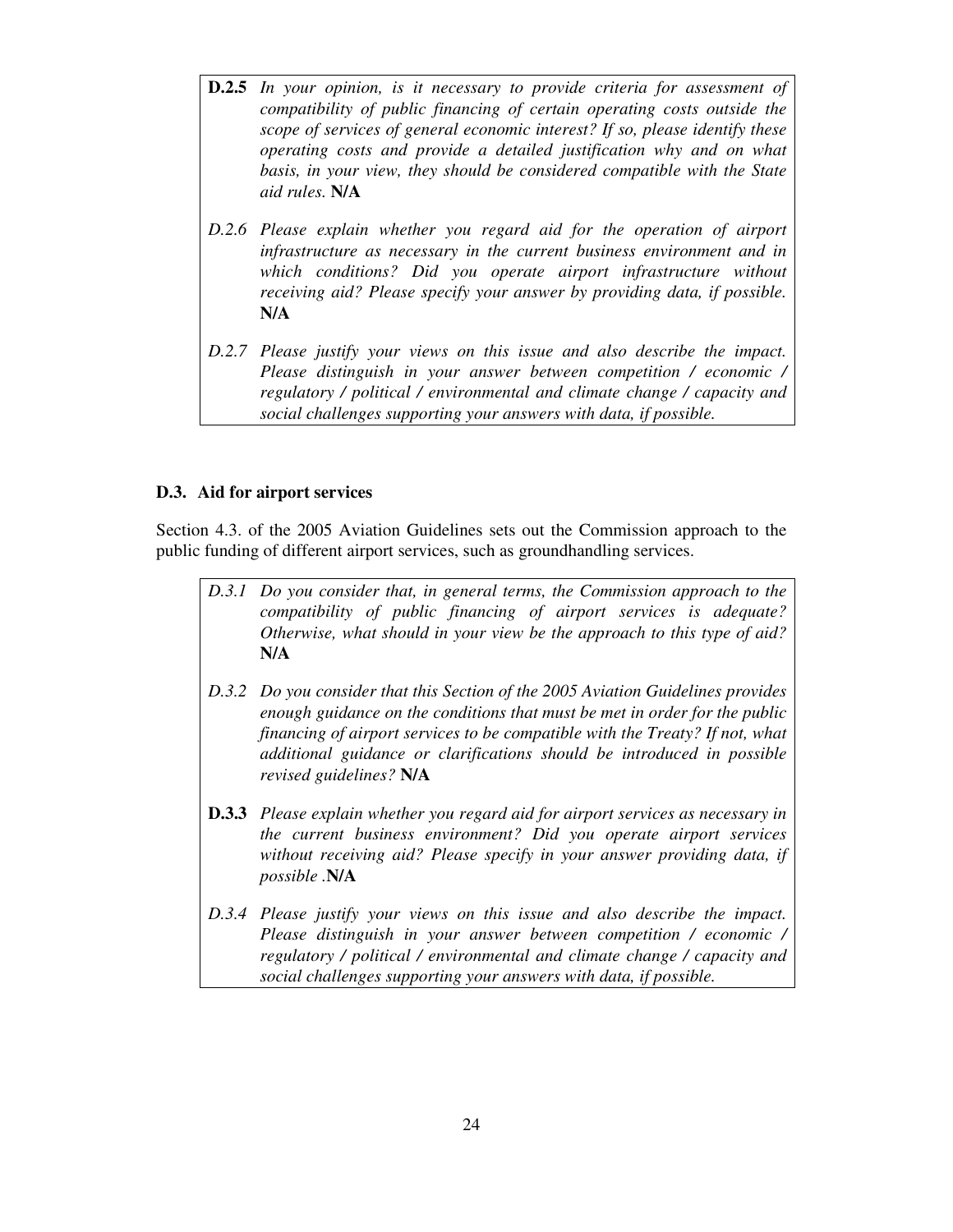**D.2.5** *In your opinion, is it necessary to provide criteria for assessment of compatibility of public financing of certain operating costs outside the scope of services of general economic interest? If so, please identify these operating costs and provide a detailed justification why and on what basis, in your view, they should be considered compatible with the State aid rules.* **N/A**

*D.2.6 Please explain whether you regard aid for the operation of airport infrastructure as necessary in the current business environment and in which conditions? Did you operate airport infrastructure without receiving aid? Please specify your answer by providing data, if possible.* **N/A**

*D.2.7 Please justify your views on this issue and also describe the impact. Please distinguish in your answer between competition / economic / regulatory / political / environmental and climate change / capacity and social challenges supporting your answers with data, if possible.*

### D.3. Aid for airport services

Section 4.3. of the 2005 Aviation Guidelines sets out the Commission approach to the public funding of different airport services, such as groundhandling services.

*D.3.1 Do you consider that, in general terms, the Commission approach to the compatibility of public financing of airport services is adequate? Otherwise, what should in your view be the approach to this type of aid?* **N/A**

*D.3.2 Do you consider that this Section of the 2005 Aviation Guidelines provides enough guidance on the conditions that must be met in order for the public financing of airport services to be compatible with the Treaty? If not, what additional guidance or clarifications should be introduced in possible revised guidelines?* **N/A**

**D.3.3** *Please explain whether you regard aid for airport services as necessary in the current business environment? Did you operate airport services without receiving aid? Please specify in your answer providing data, if possible* .**N/A**

*D.3.4 Please justify your views on this issue and also describe the impact. Please distinguish in your answer between competition / economic / regulatory / political / environmental and climate change / capacity and social challenges supporting your answers with data, if possible.*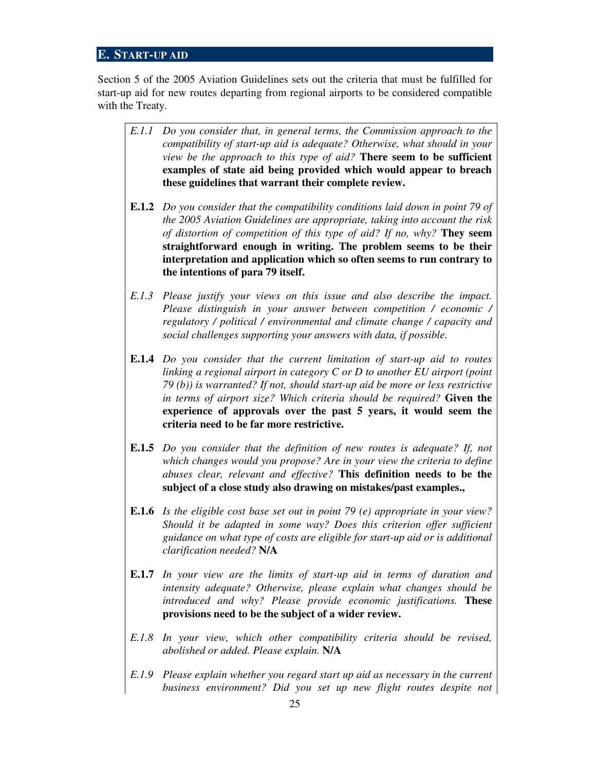## E. START-UP AID

Section 5 of the 2005 Aviation Guidelines sets out the criteria that must be fulfilled for start-up aid for new routes departing from regional airports to be considered compatible with the Treaty.

*E.1.1 Do you consider that, in general terms, the Commission approach to the compatibility of start-up aid is adequate? Otherwise, what should in your view be the approach to this type of aid?* **There seem to be sufficient examples of state aid being provided which would appear to breach these guidelines that warrant their complete review.**

**E.1.2** *Do you consider that the compatibility conditions laid down in point 79 of the 2005 Aviation Guidelines are appropriate, taking into account the risk of distortion of competition of this type of aid? If no, why?* **They seem straightforward enough in writing. The problem seems to be their interpretation and application which so often seems to run contrary to the intentions of para 79 itself.**

*E.1.3 Please justify your views on this issue and also describe the impact. Please distinguish in your answer between competition / economic / regulatory / political / environmental and climate change / capacity and social challenges supporting your answers with data, if possible.*

**E.1.4** *Do you consider that the current limitation of start-up aid to routes linking a regional airport in category C or D to another EU airport (point 79 (b)) is warranted? If not, should start-up aid be more or less restrictive in terms of airport size? Which criteria should be required?* **Given the experience of approvals over the past 5 years, it would seem the criteria need to be far more restrictive.**

**E.1.5** *Do you consider that the definition of new routes is adequate? If, not which changes would you propose? Are in your view the criteria to define abuses clear, relevant and effective?* **This definition needs to be the subject of a close study also drawing on mistakes/past examples.,**

**E.1.6** *Is the eligible cost base set out in point 79 (e) appropriate in your view? Should it be adapted in some way? Does this criterion offer sufficient guidance on what type of costs are eligible for start-up aid or is additional clarification needed?* **N/A**

**E.1.7** *In your view are the limits of start-up aid in terms of duration and intensity adequate? Otherwise, please explain what changes should be introduced and why? Please provide economic justifications.* **These provisions need to be the subject of a wider review.**

*E.1.8 In your view, which other compatibility criteria should be revised, abolished or added. Please explain.* **N/A**

*E.1.9 Please explain whether you regard start up aid as necessary in the current business environment? Did you set up new flight routes despite not*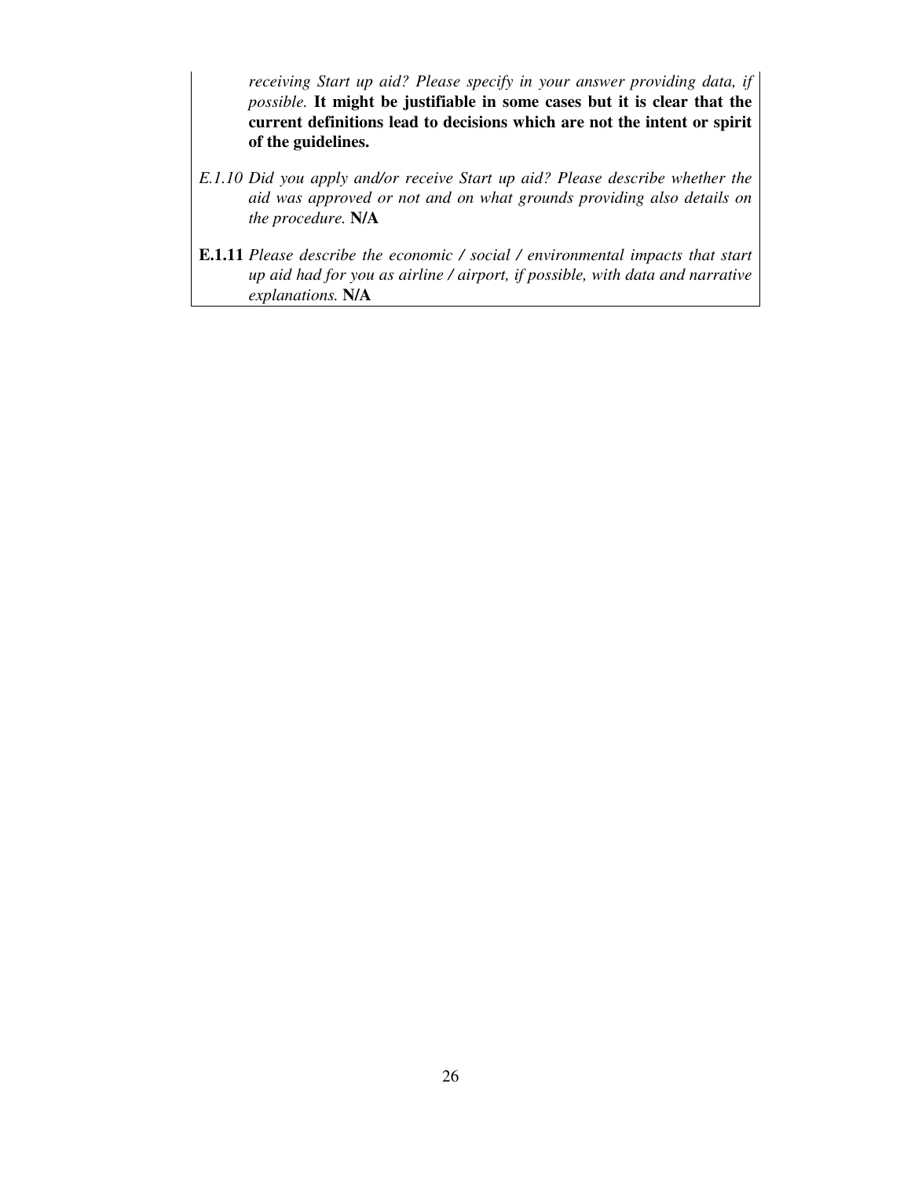*receiving Start up aid? Please specify in your answer providing data, if possible.* **It might be justifiable in some cases but it is clear that the current definitions lead to decisions which are not the intent or spirit of the guidelines.**

*E.1.10 Did you apply and/or receive Start up aid? Please describe whether the aid was approved or not and on what grounds providing also details on the procedure.* **N/A**

**E.1.11** *Please describe the economic / social / environmental impacts that start up aid had for you as airline / airport, if possible, with data and narrative explanations.* **N/A**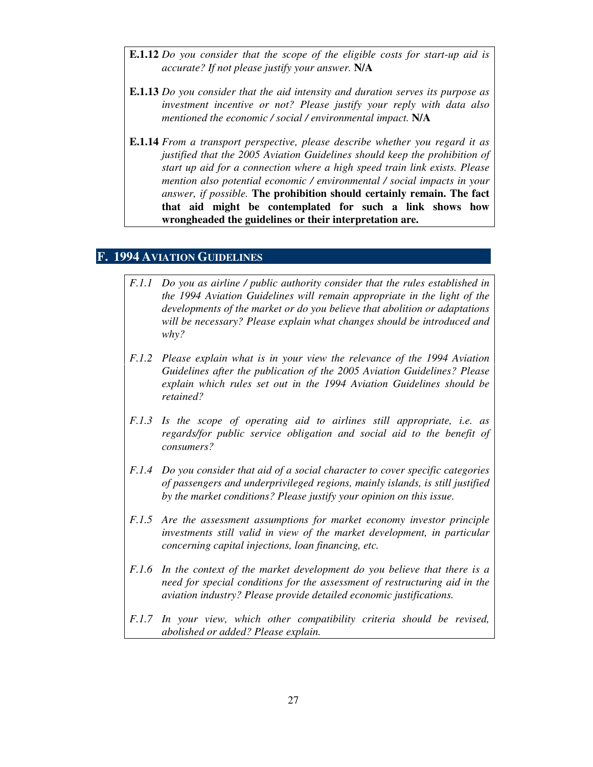**E.1.12** *Do you consider that the scope of the eligible costs for start-up aid is accurate? If not please justify your answer.* **N/A**

**E.1.13** *Do you consider that the aid intensity and duration serves its purpose as investment incentive or not? Please justify your reply with data also mentioned the economic / social / environmental impact.* **N/A**

**E.1.14** *From a transport perspective, please describe whether you regard it as justified that the 2005 Aviation Guidelines should keep the prohibition of start up aid for a connection where a high speed train link exists. Please mention also potential economic / environmental / social impacts in your answer, if possible.* **The prohibition should certainly remain. The fact that aid might be contemplated for such a link shows how wrongheaded the guidelines or their interpretation are.**

## F. 1994 AVIATION GUIDELINES

*F.1.1 Do you as airline / public authority consider that the rules established in the 1994 Aviation Guidelines will remain appropriate in the light of the developments of the market or do you believe that abolition or adaptations will be necessary? Please explain what changes should be introduced and why?*

*F.1.2 Please explain what is in your view the relevance of the 1994 Aviation Guidelines after the publication of the 2005 Aviation Guidelines? Please explain which rules set out in the 1994 Aviation Guidelines should be retained?*

*F.1.3 Is the scope of operating aid to airlines still appropriate, i.e. as regards/for public service obligation and social aid to the benefit of consumers?*

*F.1.4 Do you consider that aid of a social character to cover specific categories of passengers and underprivileged regions, mainly islands, is still justified by the market conditions? Please justify your opinion on this issue.*

*F.1.5 Are the assessment assumptions for market economy investor principle investments still valid in view of the market development, in particular concerning capital injections, loan financing, etc.*

*F.1.6 In the context of the market development do you believe that there is a need for special conditions for the assessment of restructuring aid in the aviation industry? Please provide detailed economic justifications.*

*F.1.7 In your view, which other compatibility criteria should be revised, abolished or added? Please explain.*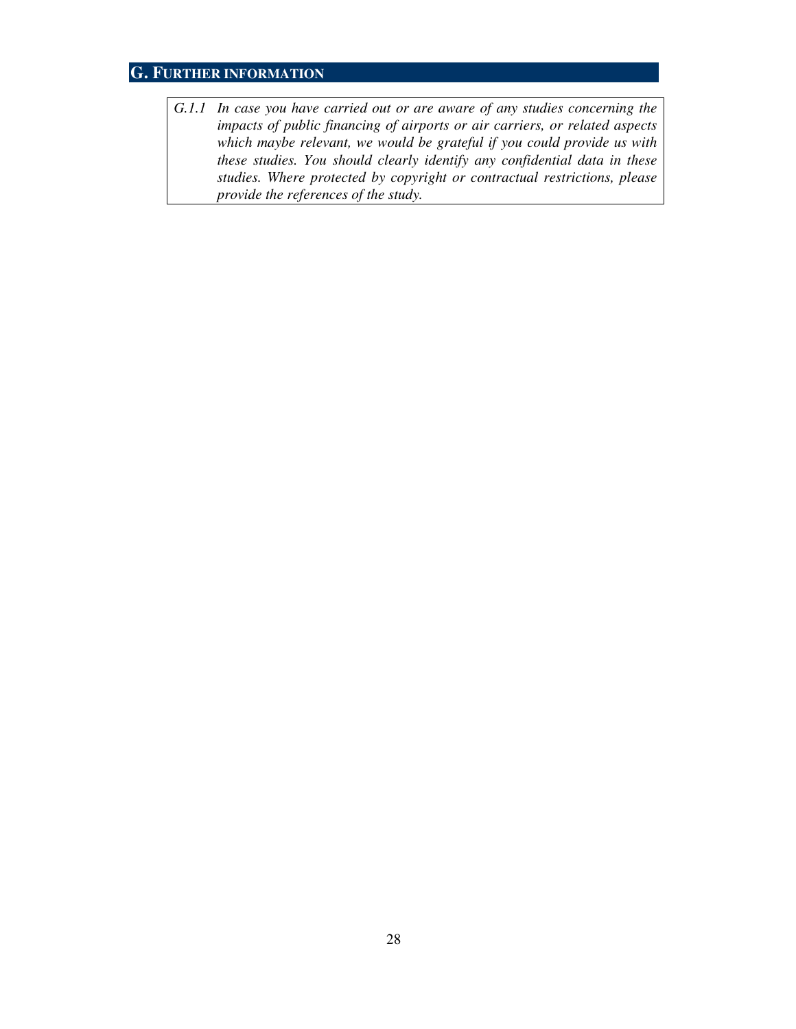## G. Further information

*G.1.1 In case you have carried out or are aware of any studies concerning the impacts of public financing of airports or air carriers, or related aspects which maybe relevant, we would be grateful if you could provide us with these studies. You should clearly identify any confidential data in these studies. Where protected by copyright or contractual restrictions, please provide the references of the study.*